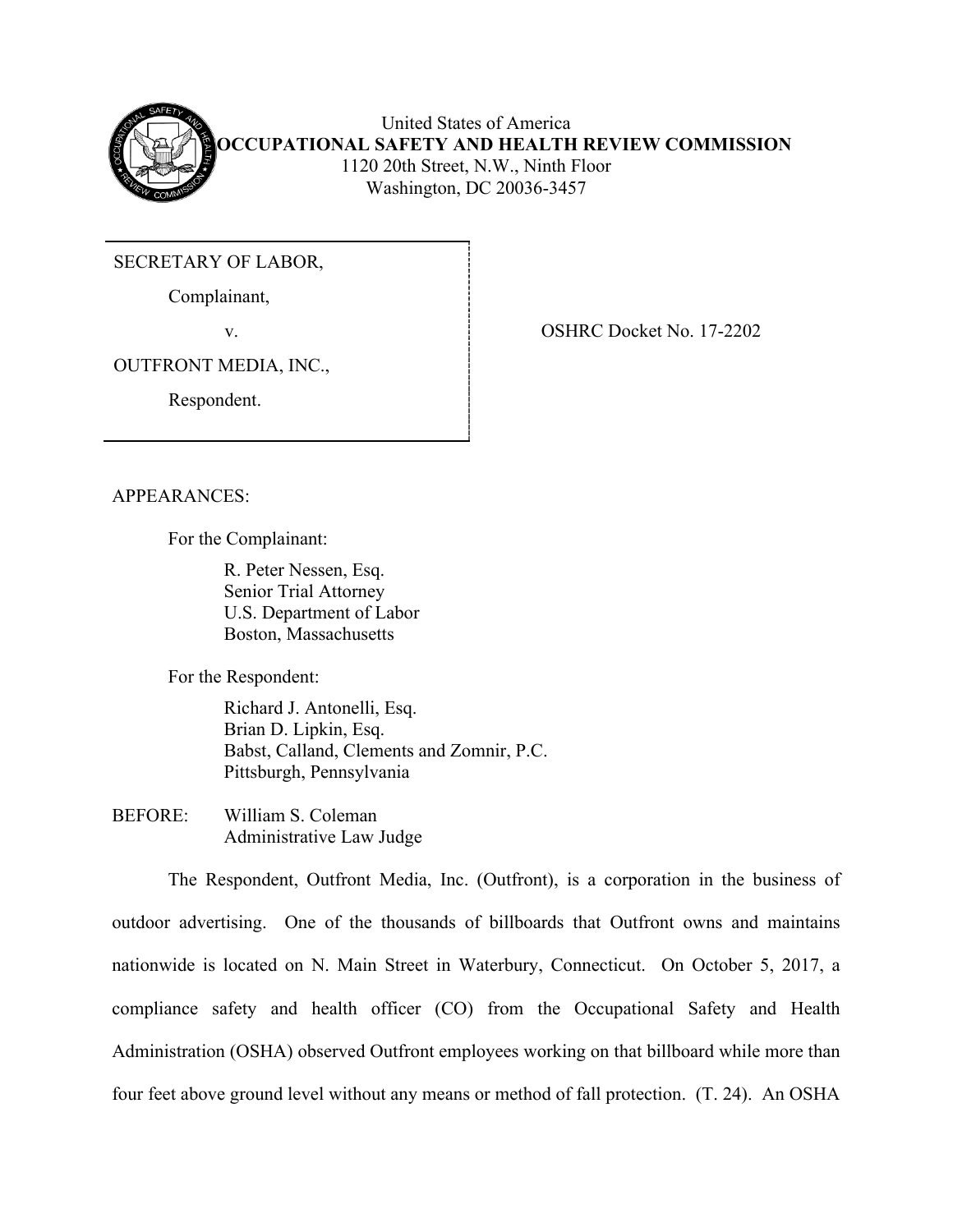United States of America
**OCCUPATIONAL SAFETY AND HEALTH REVIEW COMMISSION**
1120 20th Street, N.W., Ninth Floor
Washington, DC 20036-3457

SECRETARY OF LABOR,

Complainant,

v.

OUTFRONT MEDIA, INC.,

Respondent.

OSHRC Docket No. 17-2202

APPEARANCES:

For the Complainant:

R. Peter Nessen, Esq.
Senior Trial Attorney
U.S. Department of Labor
Boston, Massachusetts

For the Respondent:

Richard J. Antonelli, Esq.
Brian D. Lipkin, Esq.
Babst, Calland, Clements and Zomnir, P.C.
Pittsburgh, Pennsylvania

BEFORE: William S. Coleman
Administrative Law Judge

The Respondent, Outfront Media, Inc. (Outfront), is a corporation in the business of outdoor advertising. One of the thousands of billboards that Outfront owns and maintains nationwide is located on N. Main Street in Waterbury, Connecticut. On October 5, 2017, a compliance safety and health officer (CO) from the Occupational Safety and Health Administration (OSHA) observed Outfront employees working on that billboard while more than four feet above ground level without any means or method of fall protection. (T. 24). An OSHA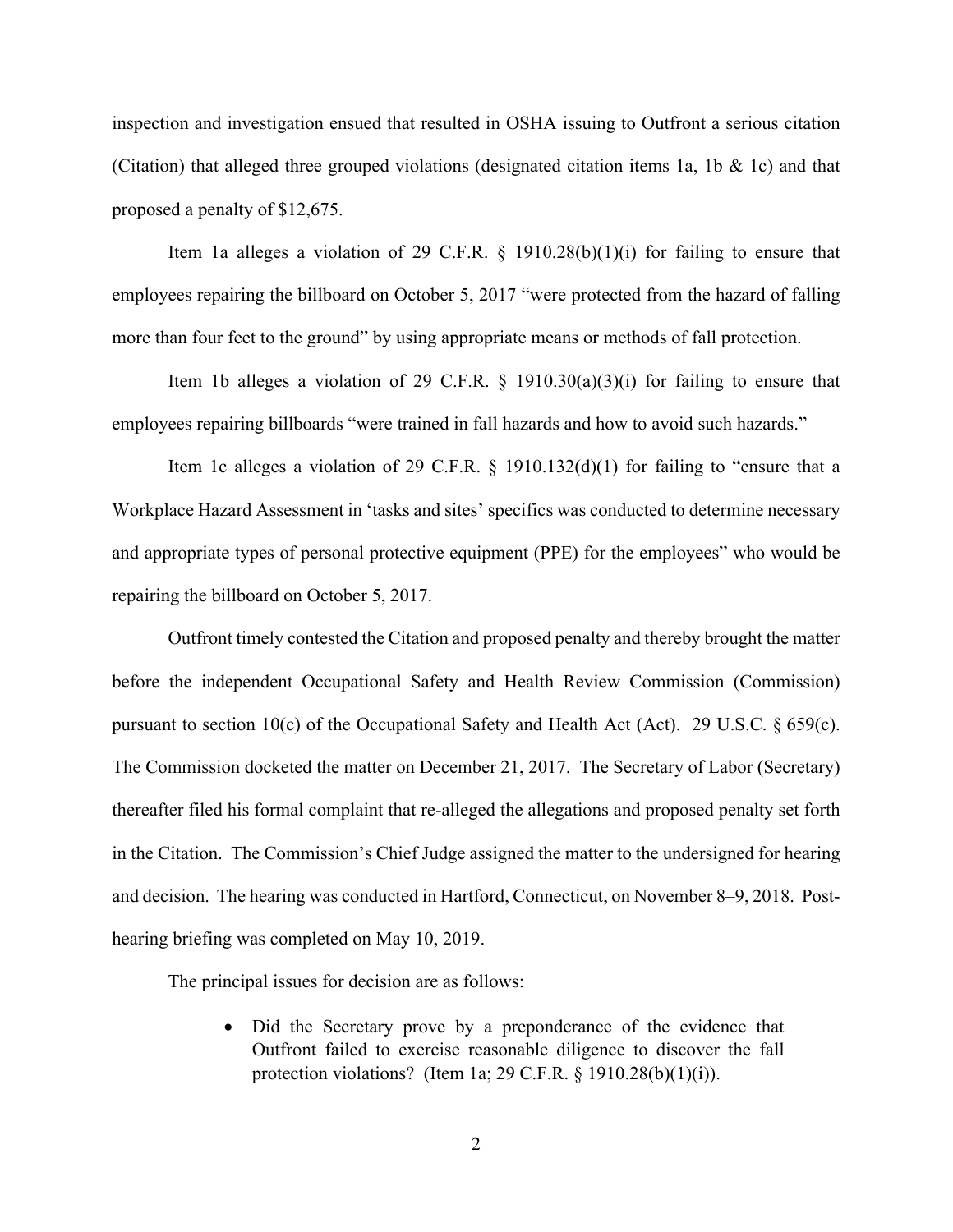inspection and investigation ensued that resulted in OSHA issuing to Outfront a serious citation (Citation) that alleged three grouped violations (designated citation items 1a, 1b & 1c) and that proposed a penalty of $12,675.

Item 1a alleges a violation of 29 C.F.R. § 1910.28(b)(1)(i) for failing to ensure that employees repairing the billboard on October 5, 2017 "were protected from the hazard of falling more than four feet to the ground" by using appropriate means or methods of fall protection.

Item 1b alleges a violation of 29 C.F.R. § 1910.30(a)(3)(i) for failing to ensure that employees repairing billboards "were trained in fall hazards and how to avoid such hazards."

Item 1c alleges a violation of 29 C.F.R. § 1910.132(d)(1) for failing to "ensure that a Workplace Hazard Assessment in 'tasks and sites' specifics was conducted to determine necessary and appropriate types of personal protective equipment (PPE) for the employees" who would be repairing the billboard on October 5, 2017.

Outfront timely contested the Citation and proposed penalty and thereby brought the matter before the independent Occupational Safety and Health Review Commission (Commission) pursuant to section 10(c) of the Occupational Safety and Health Act (Act). 29 U.S.C. § 659(c). The Commission docketed the matter on December 21, 2017. The Secretary of Labor (Secretary) thereafter filed his formal complaint that re-alleged the allegations and proposed penalty set forth in the Citation. The Commission's Chief Judge assigned the matter to the undersigned for hearing and decision. The hearing was conducted in Hartford, Connecticut, on November 8–9, 2018. Post-hearing briefing was completed on May 10, 2019.

The principal issues for decision are as follows:

- Did the Secretary prove by a preponderance of the evidence that Outfront failed to exercise reasonable diligence to discover the fall protection violations? (Item 1a; 29 C.F.R. § 1910.28(b)(1)(i)).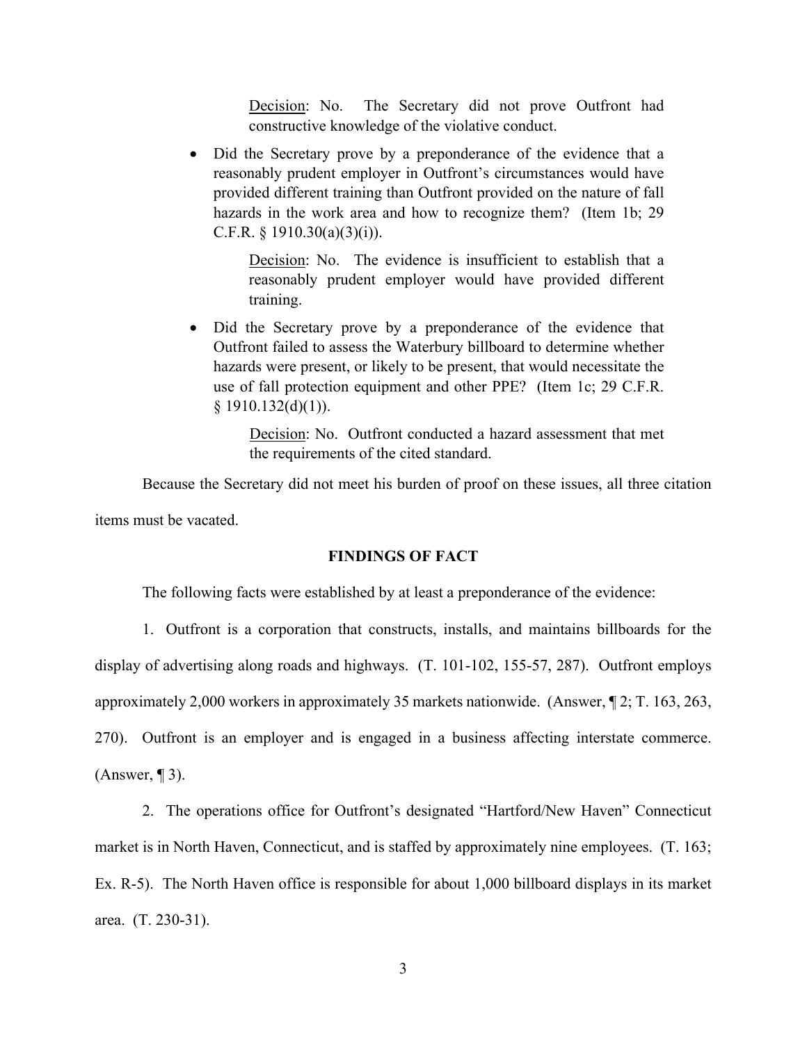> Decision: No. The Secretary did not prove Outfront had constructive knowledge of the violative conduct.

- Did the Secretary prove by a preponderance of the evidence that a reasonably prudent employer in Outfront's circumstances would have provided different training than Outfront provided on the nature of fall hazards in the work area and how to recognize them? (Item 1b; 29 C.F.R. § 1910.30(a)(3)(i)).

  > Decision: No. The evidence is insufficient to establish that a reasonably prudent employer would have provided different training.

- Did the Secretary prove by a preponderance of the evidence that Outfront failed to assess the Waterbury billboard to determine whether hazards were present, or likely to be present, that would necessitate the use of fall protection equipment and other PPE? (Item 1c; 29 C.F.R. § 1910.132(d)(1)).

  > Decision: No. Outfront conducted a hazard assessment that met the requirements of the cited standard.

Because the Secretary did not meet his burden of proof on these issues, all three citation items must be vacated.

## FINDINGS OF FACT

The following facts were established by at least a preponderance of the evidence:

1. Outfront is a corporation that constructs, installs, and maintains billboards for the display of advertising along roads and highways. (T. 101-102, 155-57, 287). Outfront employs approximately 2,000 workers in approximately 35 markets nationwide. (Answer, ¶ 2; T. 163, 263, 270). Outfront is an employer and is engaged in a business affecting interstate commerce. (Answer, ¶ 3).

2. The operations office for Outfront's designated "Hartford/New Haven" Connecticut market is in North Haven, Connecticut, and is staffed by approximately nine employees. (T. 163; Ex. R-5). The North Haven office is responsible for about 1,000 billboard displays in its market area. (T. 230-31).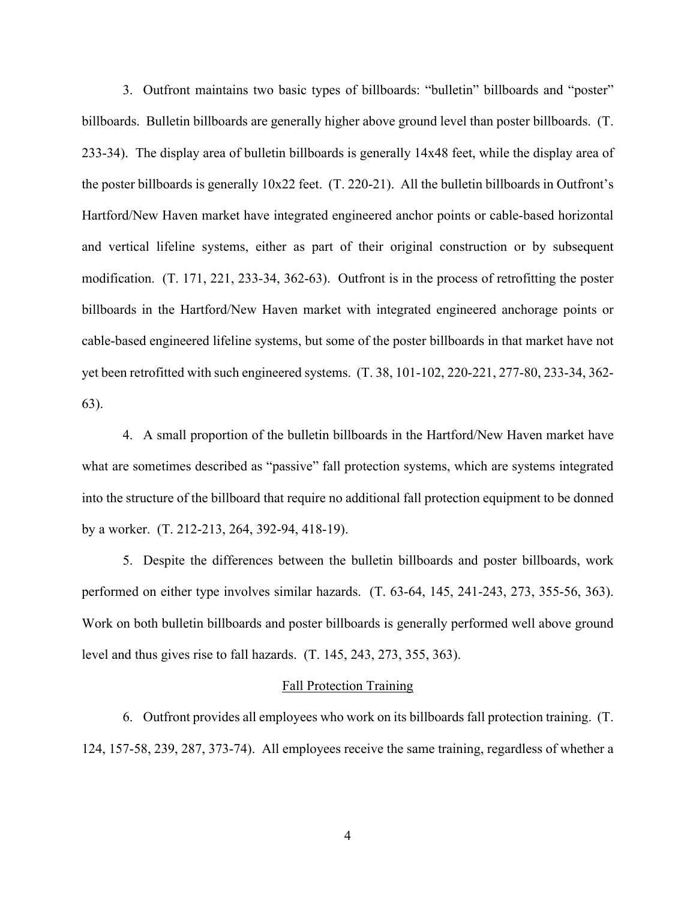3. Outfront maintains two basic types of billboards: "bulletin" billboards and "poster" billboards. Bulletin billboards are generally higher above ground level than poster billboards. (T. 233-34). The display area of bulletin billboards is generally 14x48 feet, while the display area of the poster billboards is generally 10x22 feet. (T. 220-21). All the bulletin billboards in Outfront's Hartford/New Haven market have integrated engineered anchor points or cable-based horizontal and vertical lifeline systems, either as part of their original construction or by subsequent modification. (T. 171, 221, 233-34, 362-63). Outfront is in the process of retrofitting the poster billboards in the Hartford/New Haven market with integrated engineered anchorage points or cable-based engineered lifeline systems, but some of the poster billboards in that market have not yet been retrofitted with such engineered systems. (T. 38, 101-102, 220-221, 277-80, 233-34, 362-63).

4. A small proportion of the bulletin billboards in the Hartford/New Haven market have what are sometimes described as "passive" fall protection systems, which are systems integrated into the structure of the billboard that require no additional fall protection equipment to be donned by a worker. (T. 212-213, 264, 392-94, 418-19).

5. Despite the differences between the bulletin billboards and poster billboards, work performed on either type involves similar hazards. (T. 63-64, 145, 241-243, 273, 355-56, 363). Work on both bulletin billboards and poster billboards is generally performed well above ground level and thus gives rise to fall hazards. (T. 145, 243, 273, 355, 363).

<u>Fall Protection Training</u>

6. Outfront provides all employees who work on its billboards fall protection training. (T. 124, 157-58, 239, 287, 373-74). All employees receive the same training, regardless of whether a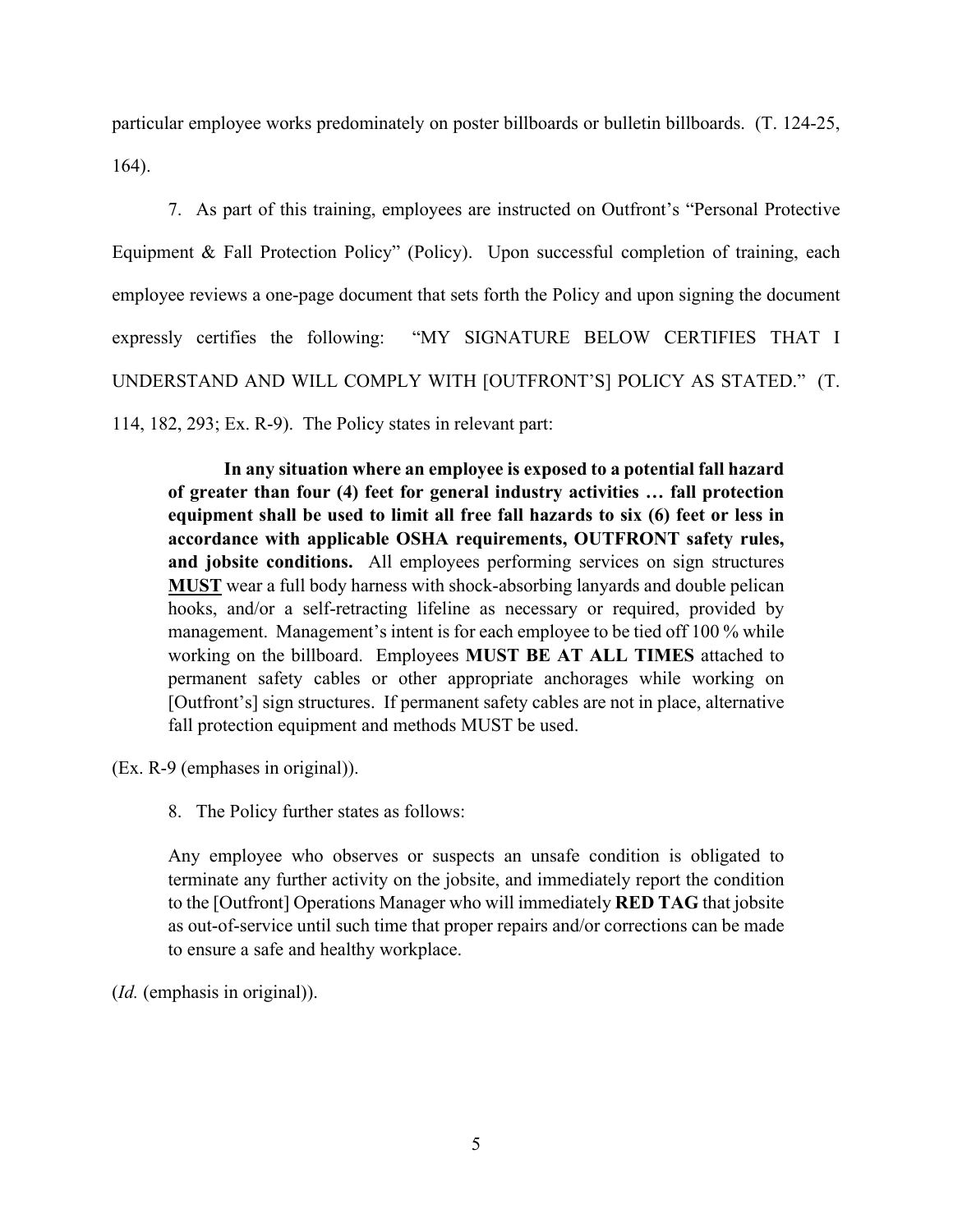particular employee works predominately on poster billboards or bulletin billboards. (T. 124-25, 164).

7. As part of this training, employees are instructed on Outfront's "Personal Protective Equipment & Fall Protection Policy" (Policy). Upon successful completion of training, each employee reviews a one-page document that sets forth the Policy and upon signing the document expressly certifies the following: "MY SIGNATURE BELOW CERTIFIES THAT I UNDERSTAND AND WILL COMPLY WITH [OUTFRONT'S] POLICY AS STATED." (T. 114, 182, 293; Ex. R-9). The Policy states in relevant part:

> **In any situation where an employee is exposed to a potential fall hazard of greater than four (4) feet for general industry activities … fall protection equipment shall be used to limit all free fall hazards to six (6) feet or less in accordance with applicable OSHA requirements, OUTFRONT safety rules, and jobsite conditions.** All employees performing services on sign structures <u>**MUST**</u> wear a full body harness with shock-absorbing lanyards and double pelican hooks, and/or a self-retracting lifeline as necessary or required, provided by management. Management's intent is for each employee to be tied off 100 % while working on the billboard. Employees **MUST BE AT ALL TIMES** attached to permanent safety cables or other appropriate anchorages while working on [Outfront's] sign structures. If permanent safety cables are not in place, alternative fall protection equipment and methods MUST be used.

(Ex. R-9 (emphases in original)).

8. The Policy further states as follows:

> Any employee who observes or suspects an unsafe condition is obligated to terminate any further activity on the jobsite, and immediately report the condition to the [Outfront] Operations Manager who will immediately **RED TAG** that jobsite as out-of-service until such time that proper repairs and/or corrections can be made to ensure a safe and healthy workplace.

(*Id.* (emphasis in original)).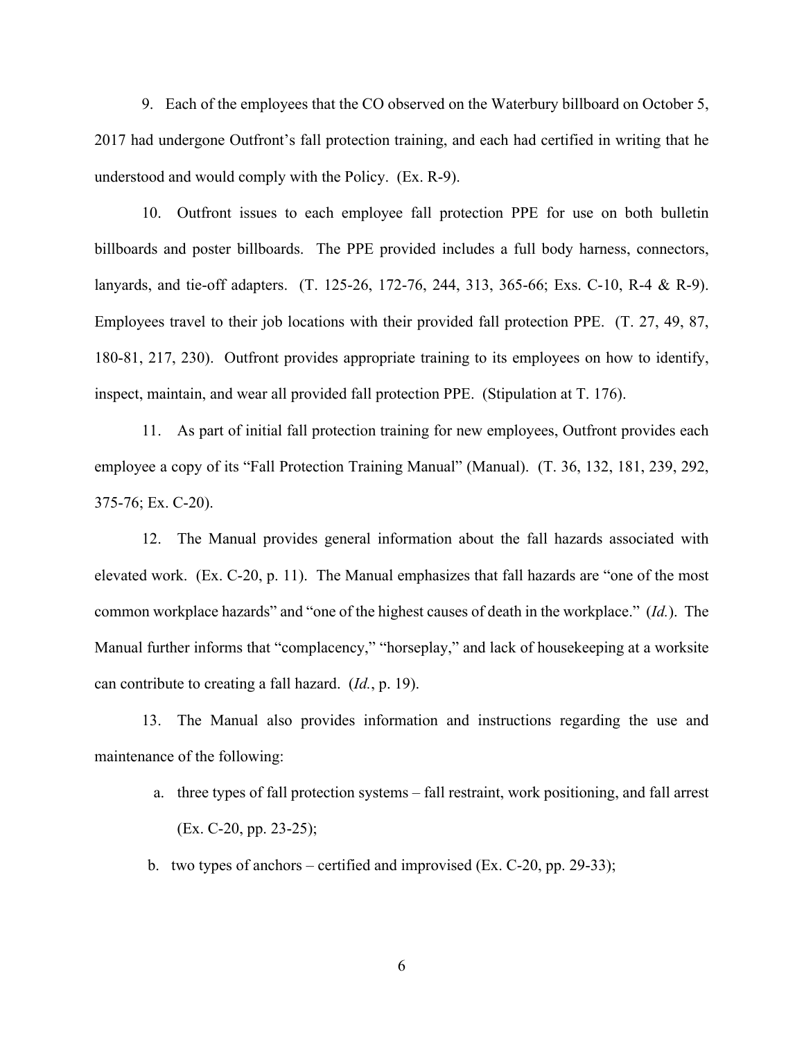9. Each of the employees that the CO observed on the Waterbury billboard on October 5, 2017 had undergone Outfront's fall protection training, and each had certified in writing that he understood and would comply with the Policy. (Ex. R-9).

10. Outfront issues to each employee fall protection PPE for use on both bulletin billboards and poster billboards. The PPE provided includes a full body harness, connectors, lanyards, and tie-off adapters. (T. 125-26, 172-76, 244, 313, 365-66; Exs. C-10, R-4 & R-9). Employees travel to their job locations with their provided fall protection PPE. (T. 27, 49, 87, 180-81, 217, 230). Outfront provides appropriate training to its employees on how to identify, inspect, maintain, and wear all provided fall protection PPE. (Stipulation at T. 176).

11. As part of initial fall protection training for new employees, Outfront provides each employee a copy of its "Fall Protection Training Manual" (Manual). (T. 36, 132, 181, 239, 292, 375-76; Ex. C-20).

12. The Manual provides general information about the fall hazards associated with elevated work. (Ex. C-20, p. 11). The Manual emphasizes that fall hazards are "one of the most common workplace hazards" and "one of the highest causes of death in the workplace." (*Id.*). The Manual further informs that "complacency," "horseplay," and lack of housekeeping at a worksite can contribute to creating a fall hazard. (*Id.*, p. 19).

13. The Manual also provides information and instructions regarding the use and maintenance of the following:

a. three types of fall protection systems – fall restraint, work positioning, and fall arrest (Ex. C-20, pp. 23-25);

b. two types of anchors – certified and improvised (Ex. C-20, pp. 29-33);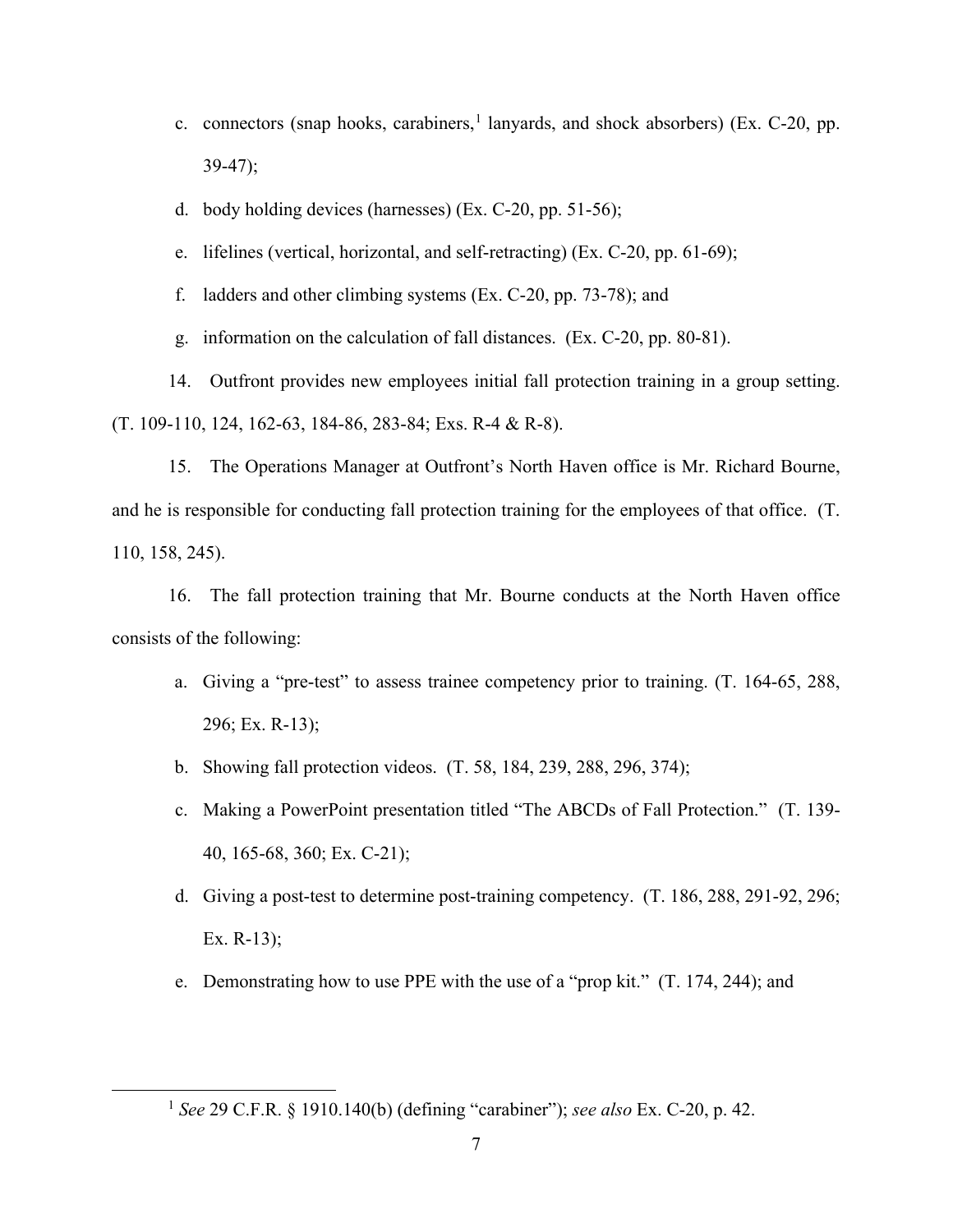c. connectors (snap hooks, carabiners,[1] lanyards, and shock absorbers) (Ex. C-20, pp. 39-47);

d. body holding devices (harnesses) (Ex. C-20, pp. 51-56);

e. lifelines (vertical, horizontal, and self-retracting) (Ex. C-20, pp. 61-69);

f. ladders and other climbing systems (Ex. C-20, pp. 73-78); and

g. information on the calculation of fall distances. (Ex. C-20, pp. 80-81).

14. Outfront provides new employees initial fall protection training in a group setting. (T. 109-110, 124, 162-63, 184-86, 283-84; Exs. R-4 & R-8).

15. The Operations Manager at Outfront's North Haven office is Mr. Richard Bourne, and he is responsible for conducting fall protection training for the employees of that office. (T. 110, 158, 245).

16. The fall protection training that Mr. Bourne conducts at the North Haven office consists of the following:

a. Giving a "pre-test" to assess trainee competency prior to training. (T. 164-65, 288, 296; Ex. R-13);

b. Showing fall protection videos. (T. 58, 184, 239, 288, 296, 374);

c. Making a PowerPoint presentation titled "The ABCDs of Fall Protection." (T. 139-40, 165-68, 360; Ex. C-21);

d. Giving a post-test to determine post-training competency. (T. 186, 288, 291-92, 296; Ex. R-13);

e. Demonstrating how to use PPE with the use of a "prop kit." (T. 174, 244); and

[1] *See* 29 C.F.R. § 1910.140(b) (defining "carabiner"); *see also* Ex. C-20, p. 42.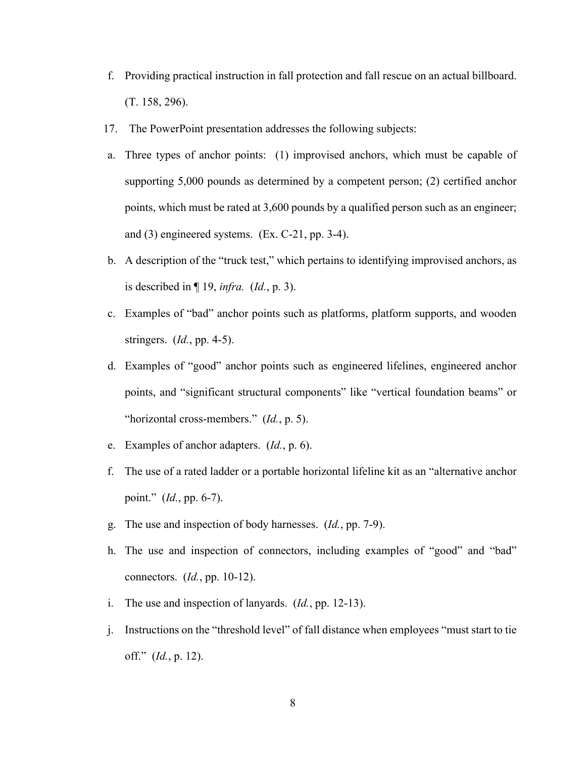f. Providing practical instruction in fall protection and fall rescue on an actual billboard. (T. 158, 296).

17. The PowerPoint presentation addresses the following subjects:

a. Three types of anchor points: (1) improvised anchors, which must be capable of supporting 5,000 pounds as determined by a competent person; (2) certified anchor points, which must be rated at 3,600 pounds by a qualified person such as an engineer; and (3) engineered systems. (Ex. C-21, pp. 3-4).

b. A description of the "truck test," which pertains to identifying improvised anchors, as is described in ¶ 19, *infra.* (*Id.*, p. 3).

c. Examples of "bad" anchor points such as platforms, platform supports, and wooden stringers. (*Id.*, pp. 4-5).

d. Examples of "good" anchor points such as engineered lifelines, engineered anchor points, and "significant structural components" like "vertical foundation beams" or "horizontal cross-members." (*Id.*, p. 5).

e. Examples of anchor adapters. (*Id.*, p. 6).

f. The use of a rated ladder or a portable horizontal lifeline kit as an "alternative anchor point." (*Id.*, pp. 6-7).

g. The use and inspection of body harnesses. (*Id.*, pp. 7-9).

h. The use and inspection of connectors, including examples of "good" and "bad" connectors. (*Id.*, pp. 10-12).

i. The use and inspection of lanyards. (*Id.*, pp. 12-13).

j. Instructions on the "threshold level" of fall distance when employees "must start to tie off." (*Id.*, p. 12).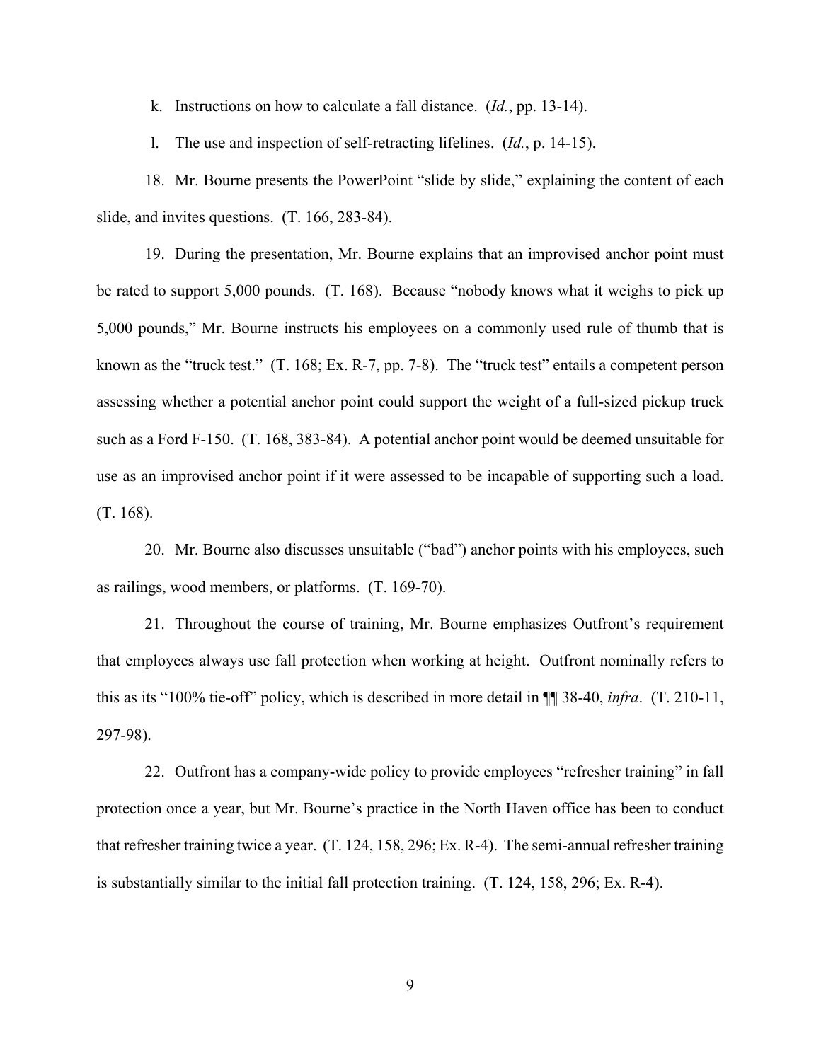k. Instructions on how to calculate a fall distance. (*Id.*, pp. 13-14).

l. The use and inspection of self-retracting lifelines. (*Id.*, p. 14-15).

18. Mr. Bourne presents the PowerPoint "slide by slide," explaining the content of each slide, and invites questions. (T. 166, 283-84).

19. During the presentation, Mr. Bourne explains that an improvised anchor point must be rated to support 5,000 pounds. (T. 168). Because "nobody knows what it weighs to pick up 5,000 pounds," Mr. Bourne instructs his employees on a commonly used rule of thumb that is known as the "truck test." (T. 168; Ex. R-7, pp. 7-8). The "truck test" entails a competent person assessing whether a potential anchor point could support the weight of a full-sized pickup truck such as a Ford F-150. (T. 168, 383-84). A potential anchor point would be deemed unsuitable for use as an improvised anchor point if it were assessed to be incapable of supporting such a load. (T. 168).

20. Mr. Bourne also discusses unsuitable ("bad") anchor points with his employees, such as railings, wood members, or platforms. (T. 169-70).

21. Throughout the course of training, Mr. Bourne emphasizes Outfront's requirement that employees always use fall protection when working at height. Outfront nominally refers to this as its "100% tie-off" policy, which is described in more detail in ¶¶ 38-40, *infra*. (T. 210-11, 297-98).

22. Outfront has a company-wide policy to provide employees "refresher training" in fall protection once a year, but Mr. Bourne's practice in the North Haven office has been to conduct that refresher training twice a year. (T. 124, 158, 296; Ex. R-4). The semi-annual refresher training is substantially similar to the initial fall protection training. (T. 124, 158, 296; Ex. R-4).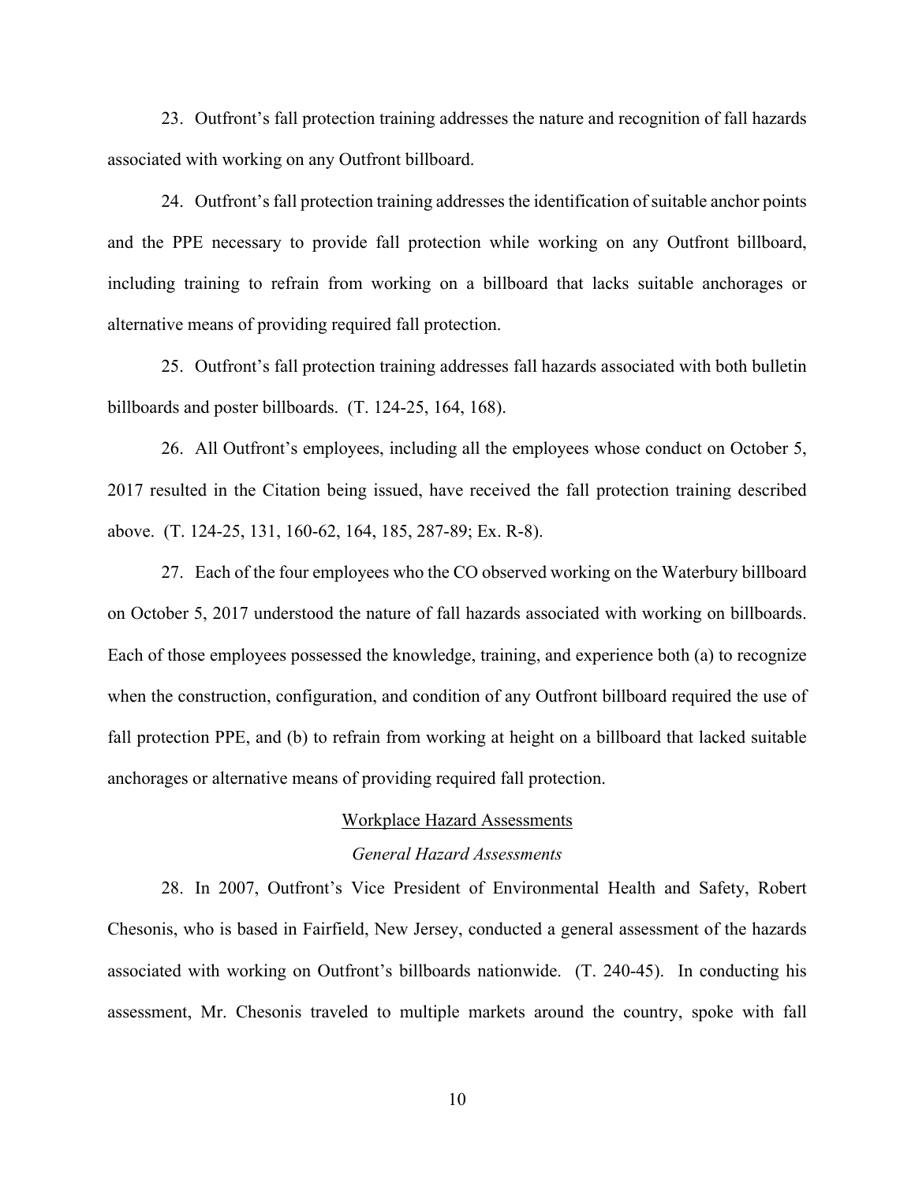23. Outfront's fall protection training addresses the nature and recognition of fall hazards associated with working on any Outfront billboard.

24. Outfront's fall protection training addresses the identification of suitable anchor points and the PPE necessary to provide fall protection while working on any Outfront billboard, including training to refrain from working on a billboard that lacks suitable anchorages or alternative means of providing required fall protection.

25. Outfront's fall protection training addresses fall hazards associated with both bulletin billboards and poster billboards. (T. 124-25, 164, 168).

26. All Outfront's employees, including all the employees whose conduct on October 5, 2017 resulted in the Citation being issued, have received the fall protection training described above. (T. 124-25, 131, 160-62, 164, 185, 287-89; Ex. R-8).

27. Each of the four employees who the CO observed working on the Waterbury billboard on October 5, 2017 understood the nature of fall hazards associated with working on billboards. Each of those employees possessed the knowledge, training, and experience both (a) to recognize when the construction, configuration, and condition of any Outfront billboard required the use of fall protection PPE, and (b) to refrain from working at height on a billboard that lacked suitable anchorages or alternative means of providing required fall protection.

## Workplace Hazard Assessments

### *General Hazard Assessments*

28. In 2007, Outfront's Vice President of Environmental Health and Safety, Robert Chesonis, who is based in Fairfield, New Jersey, conducted a general assessment of the hazards associated with working on Outfront's billboards nationwide. (T. 240-45). In conducting his assessment, Mr. Chesonis traveled to multiple markets around the country, spoke with fall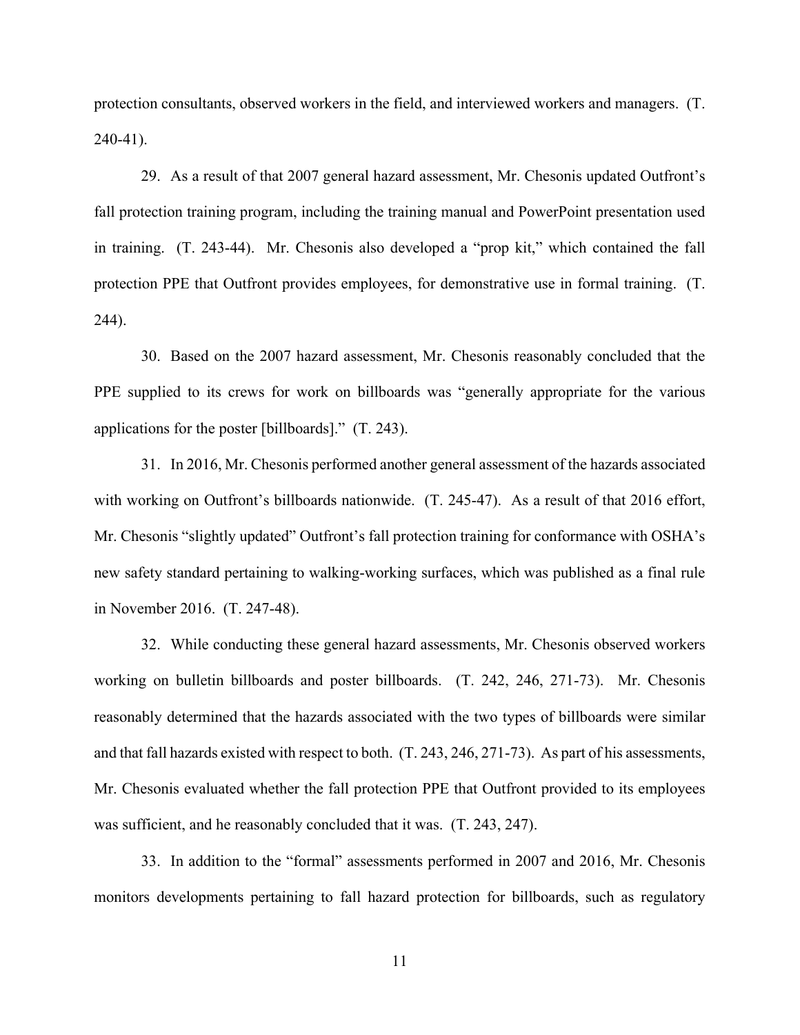protection consultants, observed workers in the field, and interviewed workers and managers. (T. 240-41).

29. As a result of that 2007 general hazard assessment, Mr. Chesonis updated Outfront's fall protection training program, including the training manual and PowerPoint presentation used in training. (T. 243-44). Mr. Chesonis also developed a "prop kit," which contained the fall protection PPE that Outfront provides employees, for demonstrative use in formal training. (T. 244).

30. Based on the 2007 hazard assessment, Mr. Chesonis reasonably concluded that the PPE supplied to its crews for work on billboards was "generally appropriate for the various applications for the poster [billboards]." (T. 243).

31. In 2016, Mr. Chesonis performed another general assessment of the hazards associated with working on Outfront's billboards nationwide. (T. 245-47). As a result of that 2016 effort, Mr. Chesonis "slightly updated" Outfront's fall protection training for conformance with OSHA's new safety standard pertaining to walking-working surfaces, which was published as a final rule in November 2016. (T. 247-48).

32. While conducting these general hazard assessments, Mr. Chesonis observed workers working on bulletin billboards and poster billboards. (T. 242, 246, 271-73). Mr. Chesonis reasonably determined that the hazards associated with the two types of billboards were similar and that fall hazards existed with respect to both. (T. 243, 246, 271-73). As part of his assessments, Mr. Chesonis evaluated whether the fall protection PPE that Outfront provided to its employees was sufficient, and he reasonably concluded that it was. (T. 243, 247).

33. In addition to the "formal" assessments performed in 2007 and 2016, Mr. Chesonis monitors developments pertaining to fall hazard protection for billboards, such as regulatory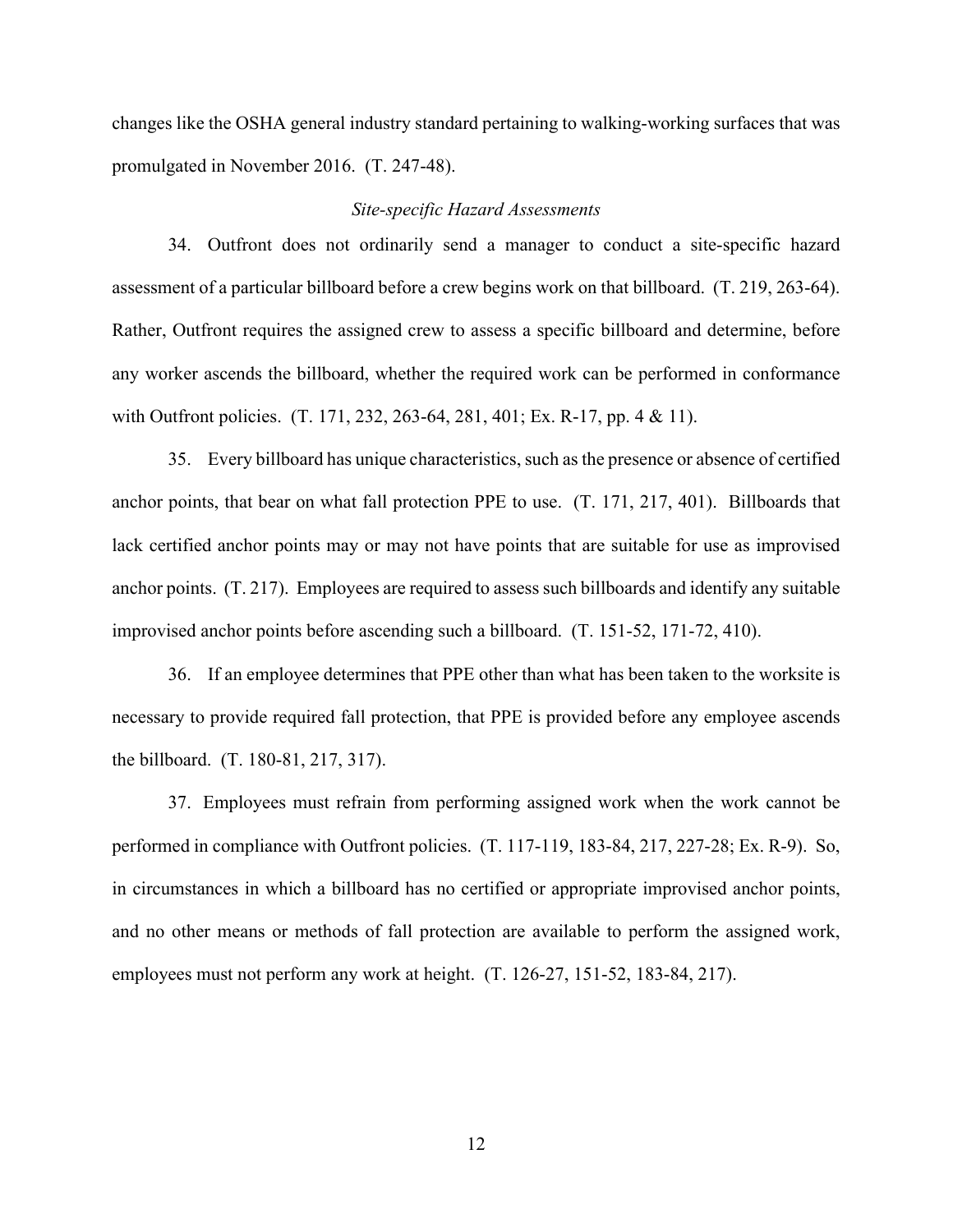changes like the OSHA general industry standard pertaining to walking-working surfaces that was promulgated in November 2016. (T. 247-48).

*Site-specific Hazard Assessments*

34. Outfront does not ordinarily send a manager to conduct a site-specific hazard assessment of a particular billboard before a crew begins work on that billboard. (T. 219, 263-64). Rather, Outfront requires the assigned crew to assess a specific billboard and determine, before any worker ascends the billboard, whether the required work can be performed in conformance with Outfront policies. (T. 171, 232, 263-64, 281, 401; Ex. R-17, pp. 4 & 11).

35. Every billboard has unique characteristics, such as the presence or absence of certified anchor points, that bear on what fall protection PPE to use. (T. 171, 217, 401). Billboards that lack certified anchor points may or may not have points that are suitable for use as improvised anchor points. (T. 217). Employees are required to assess such billboards and identify any suitable improvised anchor points before ascending such a billboard. (T. 151-52, 171-72, 410).

36. If an employee determines that PPE other than what has been taken to the worksite is necessary to provide required fall protection, that PPE is provided before any employee ascends the billboard. (T. 180-81, 217, 317).

37. Employees must refrain from performing assigned work when the work cannot be performed in compliance with Outfront policies. (T. 117-119, 183-84, 217, 227-28; Ex. R-9). So, in circumstances in which a billboard has no certified or appropriate improvised anchor points, and no other means or methods of fall protection are available to perform the assigned work, employees must not perform any work at height. (T. 126-27, 151-52, 183-84, 217).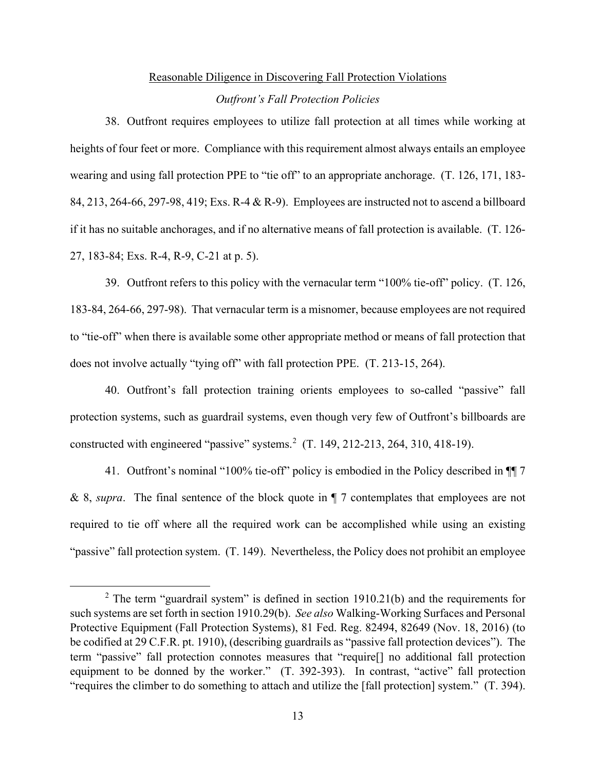Reasonable Diligence in Discovering Fall Protection Violations

*Outfront's Fall Protection Policies*

38. Outfront requires employees to utilize fall protection at all times while working at heights of four feet or more. Compliance with this requirement almost always entails an employee wearing and using fall protection PPE to "tie off" to an appropriate anchorage. (T. 126, 171, 183-84, 213, 264-66, 297-98, 419; Exs. R-4 & R-9). Employees are instructed not to ascend a billboard if it has no suitable anchorages, and if no alternative means of fall protection is available. (T. 126-27, 183-84; Exs. R-4, R-9, C-21 at p. 5).

39. Outfront refers to this policy with the vernacular term "100% tie-off" policy. (T. 126, 183-84, 264-66, 297-98). That vernacular term is a misnomer, because employees are not required to "tie-off" when there is available some other appropriate method or means of fall protection that does not involve actually "tying off" with fall protection PPE. (T. 213-15, 264).

40. Outfront's fall protection training orients employees to so-called "passive" fall protection systems, such as guardrail systems, even though very few of Outfront's billboards are constructed with engineered "passive" systems.[2] (T. 149, 212-213, 264, 310, 418-19).

41. Outfront's nominal "100% tie-off" policy is embodied in the Policy described in ¶¶ 7 & 8, *supra*. The final sentence of the block quote in ¶ 7 contemplates that employees are not required to tie off where all the required work can be accomplished while using an existing "passive" fall protection system. (T. 149). Nevertheless, the Policy does not prohibit an employee

[2] The term "guardrail system" is defined in section 1910.21(b) and the requirements for such systems are set forth in section 1910.29(b). *See also* Walking-Working Surfaces and Personal Protective Equipment (Fall Protection Systems), 81 Fed. Reg. 82494, 82649 (Nov. 18, 2016) (to be codified at 29 C.F.R. pt. 1910), (describing guardrails as "passive fall protection devices"). The term "passive" fall protection connotes measures that "require[] no additional fall protection equipment to be donned by the worker." (T. 392-393). In contrast, "active" fall protection "requires the climber to do something to attach and utilize the [fall protection] system." (T. 394).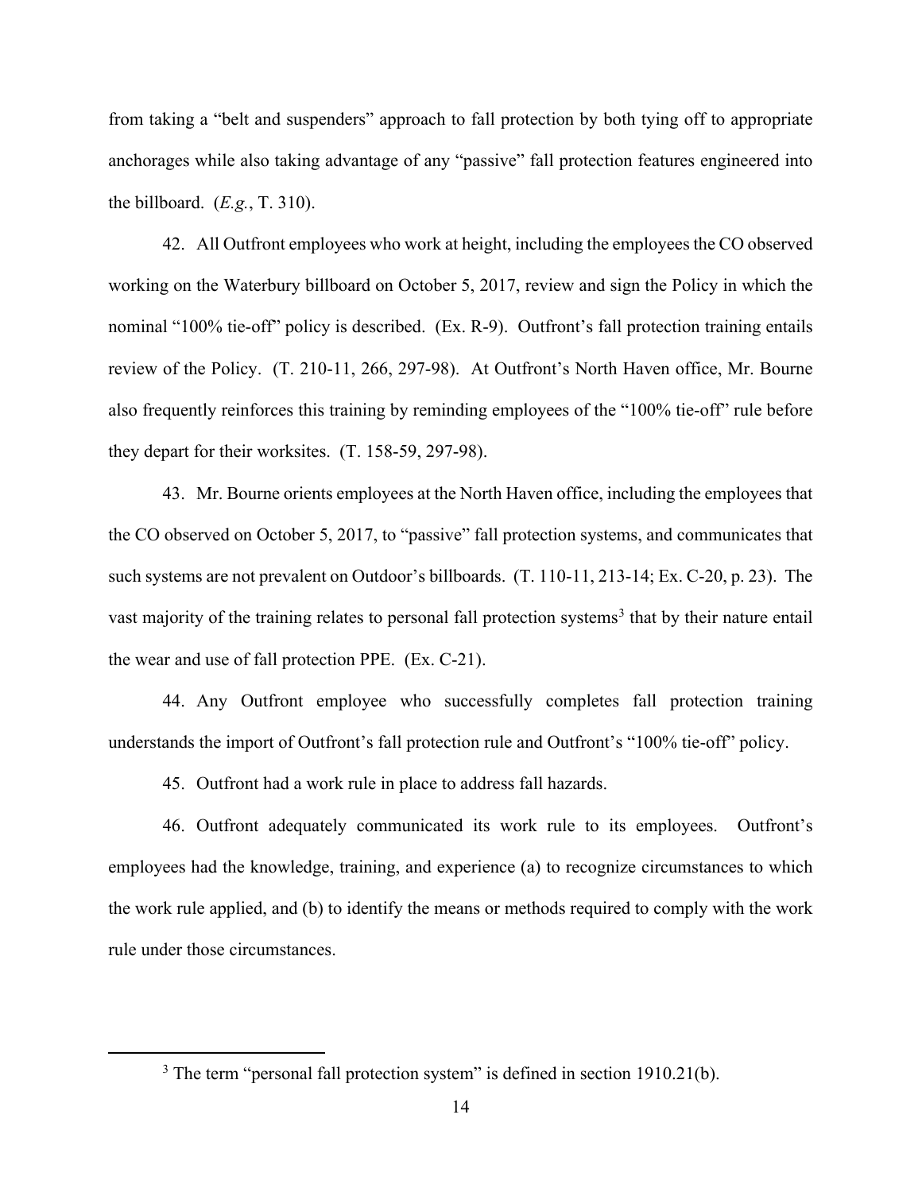from taking a "belt and suspenders" approach to fall protection by both tying off to appropriate anchorages while also taking advantage of any "passive" fall protection features engineered into the billboard. (*E.g.*, T. 310).

42. All Outfront employees who work at height, including the employees the CO observed working on the Waterbury billboard on October 5, 2017, review and sign the Policy in which the nominal "100% tie-off" policy is described. (Ex. R-9). Outfront's fall protection training entails review of the Policy. (T. 210-11, 266, 297-98). At Outfront's North Haven office, Mr. Bourne also frequently reinforces this training by reminding employees of the "100% tie-off" rule before they depart for their worksites. (T. 158-59, 297-98).

43. Mr. Bourne orients employees at the North Haven office, including the employees that the CO observed on October 5, 2017, to "passive" fall protection systems, and communicates that such systems are not prevalent on Outdoor's billboards. (T. 110-11, 213-14; Ex. C-20, p. 23). The vast majority of the training relates to personal fall protection systems[3] that by their nature entail the wear and use of fall protection PPE. (Ex. C-21).

44. Any Outfront employee who successfully completes fall protection training understands the import of Outfront's fall protection rule and Outfront's "100% tie-off" policy.

45. Outfront had a work rule in place to address fall hazards.

46. Outfront adequately communicated its work rule to its employees. Outfront's employees had the knowledge, training, and experience (a) to recognize circumstances to which the work rule applied, and (b) to identify the means or methods required to comply with the work rule under those circumstances.

---

[3] The term "personal fall protection system" is defined in section 1910.21(b).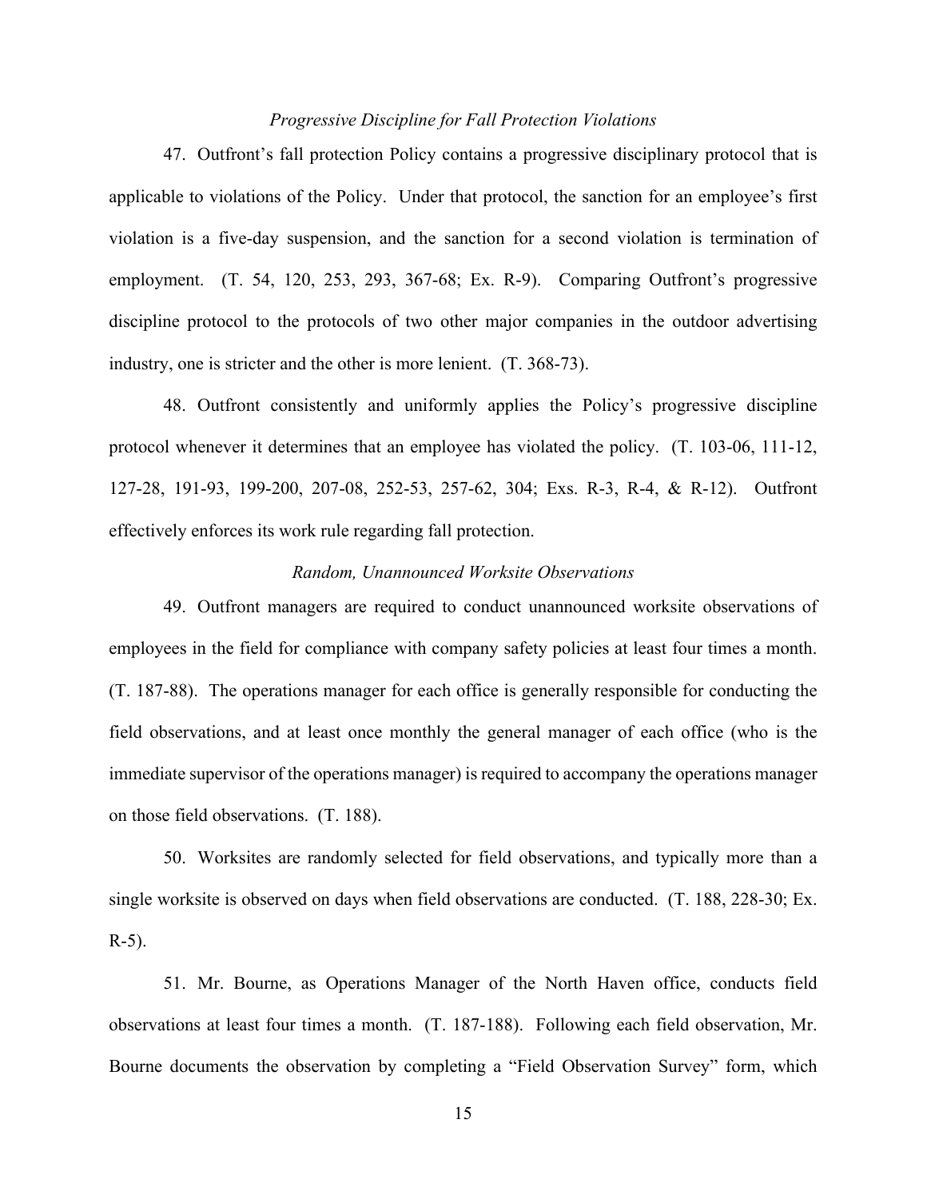*Progressive Discipline for Fall Protection Violations*

47. Outfront's fall protection Policy contains a progressive disciplinary protocol that is applicable to violations of the Policy. Under that protocol, the sanction for an employee's first violation is a five-day suspension, and the sanction for a second violation is termination of employment. (T. 54, 120, 253, 293, 367-68; Ex. R-9). Comparing Outfront's progressive discipline protocol to the protocols of two other major companies in the outdoor advertising industry, one is stricter and the other is more lenient. (T. 368-73).

48. Outfront consistently and uniformly applies the Policy's progressive discipline protocol whenever it determines that an employee has violated the policy. (T. 103-06, 111-12, 127-28, 191-93, 199-200, 207-08, 252-53, 257-62, 304; Exs. R-3, R-4, & R-12). Outfront effectively enforces its work rule regarding fall protection.

*Random, Unannounced Worksite Observations*

49. Outfront managers are required to conduct unannounced worksite observations of employees in the field for compliance with company safety policies at least four times a month. (T. 187-88). The operations manager for each office is generally responsible for conducting the field observations, and at least once monthly the general manager of each office (who is the immediate supervisor of the operations manager) is required to accompany the operations manager on those field observations. (T. 188).

50. Worksites are randomly selected for field observations, and typically more than a single worksite is observed on days when field observations are conducted. (T. 188, 228-30; Ex. R-5).

51. Mr. Bourne, as Operations Manager of the North Haven office, conducts field observations at least four times a month. (T. 187-188). Following each field observation, Mr. Bourne documents the observation by completing a "Field Observation Survey" form, which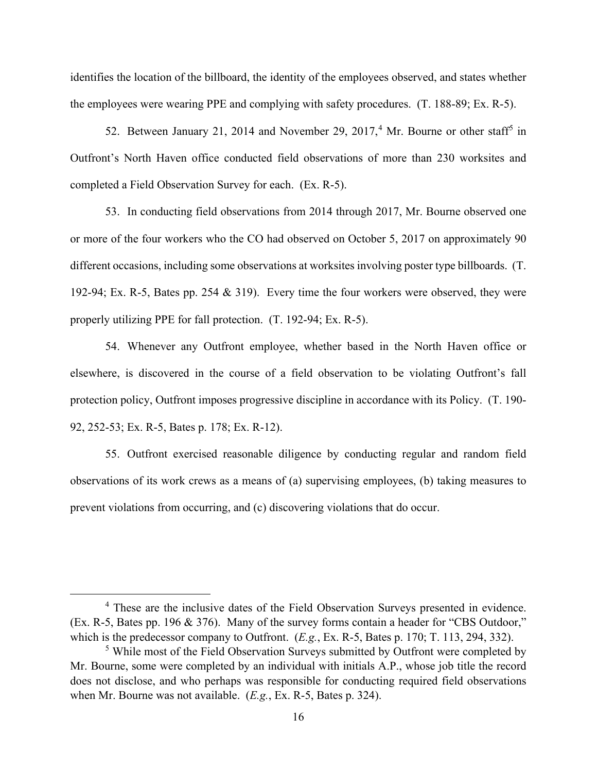identifies the location of the billboard, the identity of the employees observed, and states whether the employees were wearing PPE and complying with safety procedures. (T. 188-89; Ex. R-5).

52. Between January 21, 2014 and November 29, 2017,[4] Mr. Bourne or other staff[5] in Outfront's North Haven office conducted field observations of more than 230 worksites and completed a Field Observation Survey for each. (Ex. R-5).

53. In conducting field observations from 2014 through 2017, Mr. Bourne observed one or more of the four workers who the CO had observed on October 5, 2017 on approximately 90 different occasions, including some observations at worksites involving poster type billboards. (T. 192-94; Ex. R-5, Bates pp. 254 & 319). Every time the four workers were observed, they were properly utilizing PPE for fall protection. (T. 192-94; Ex. R-5).

54. Whenever any Outfront employee, whether based in the North Haven office or elsewhere, is discovered in the course of a field observation to be violating Outfront's fall protection policy, Outfront imposes progressive discipline in accordance with its Policy. (T. 190-92, 252-53; Ex. R-5, Bates p. 178; Ex. R-12).

55. Outfront exercised reasonable diligence by conducting regular and random field observations of its work crews as a means of (a) supervising employees, (b) taking measures to prevent violations from occurring, and (c) discovering violations that do occur.

---

[4] These are the inclusive dates of the Field Observation Surveys presented in evidence. (Ex. R-5, Bates pp. 196 & 376). Many of the survey forms contain a header for "CBS Outdoor," which is the predecessor company to Outfront. (*E.g.*, Ex. R-5, Bates p. 170; T. 113, 294, 332).

[5] While most of the Field Observation Surveys submitted by Outfront were completed by Mr. Bourne, some were completed by an individual with initials A.P., whose job title the record does not disclose, and who perhaps was responsible for conducting required field observations when Mr. Bourne was not available. (*E.g.*, Ex. R-5, Bates p. 324).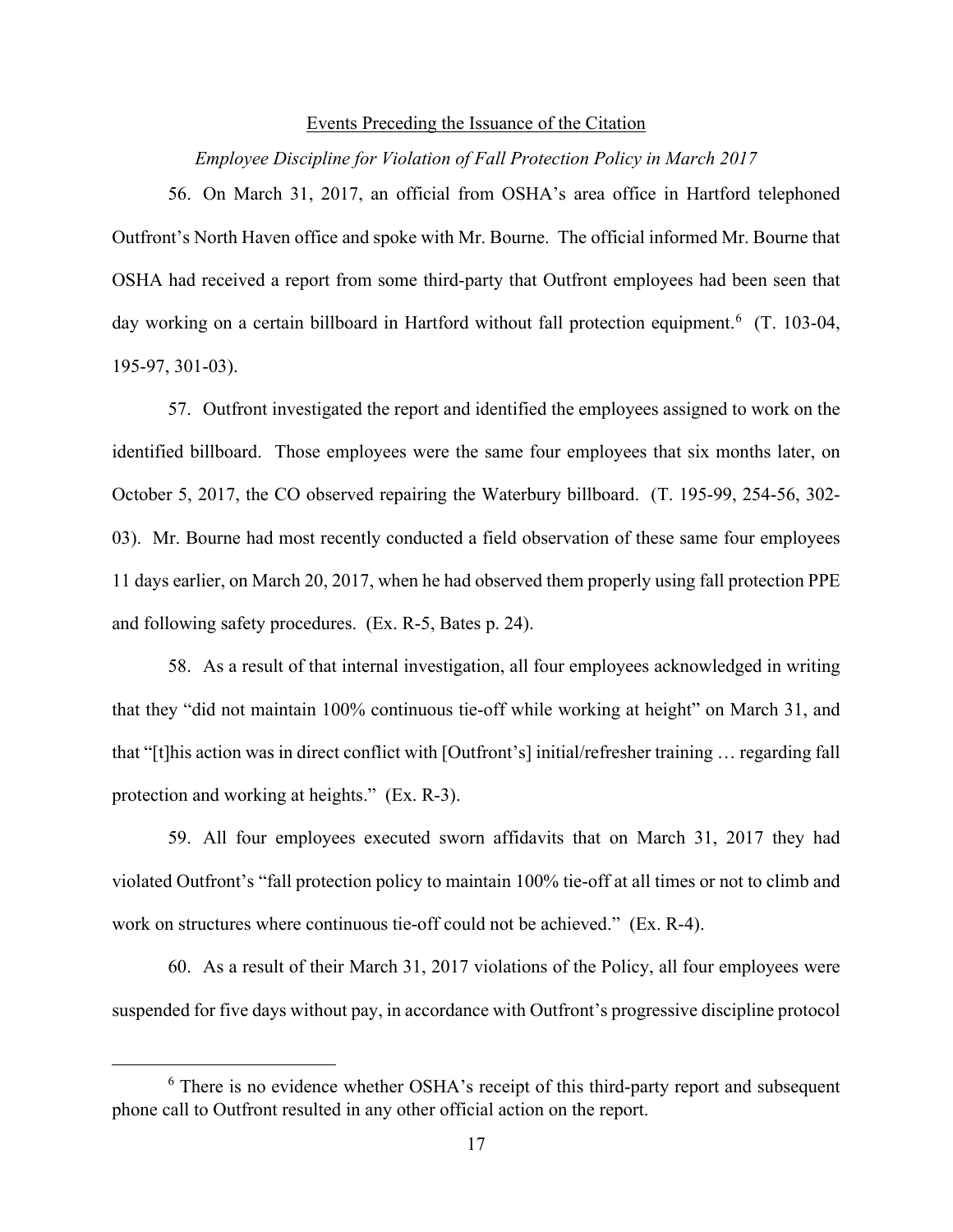Events Preceding the Issuance of the Citation

*Employee Discipline for Violation of Fall Protection Policy in March 2017*

56. On March 31, 2017, an official from OSHA's area office in Hartford telephoned Outfront's North Haven office and spoke with Mr. Bourne. The official informed Mr. Bourne that OSHA had received a report from some third-party that Outfront employees had been seen that day working on a certain billboard in Hartford without fall protection equipment.[6] (T. 103-04, 195-97, 301-03).

57. Outfront investigated the report and identified the employees assigned to work on the identified billboard. Those employees were the same four employees that six months later, on October 5, 2017, the CO observed repairing the Waterbury billboard. (T. 195-99, 254-56, 302-03). Mr. Bourne had most recently conducted a field observation of these same four employees 11 days earlier, on March 20, 2017, when he had observed them properly using fall protection PPE and following safety procedures. (Ex. R-5, Bates p. 24).

58. As a result of that internal investigation, all four employees acknowledged in writing that they "did not maintain 100% continuous tie-off while working at height" on March 31, and that "[t]his action was in direct conflict with [Outfront's] initial/refresher training … regarding fall protection and working at heights." (Ex. R-3).

59. All four employees executed sworn affidavits that on March 31, 2017 they had violated Outfront's "fall protection policy to maintain 100% tie-off at all times or not to climb and work on structures where continuous tie-off could not be achieved." (Ex. R-4).

60. As a result of their March 31, 2017 violations of the Policy, all four employees were suspended for five days without pay, in accordance with Outfront's progressive discipline protocol

[6] There is no evidence whether OSHA's receipt of this third-party report and subsequent phone call to Outfront resulted in any other official action on the report.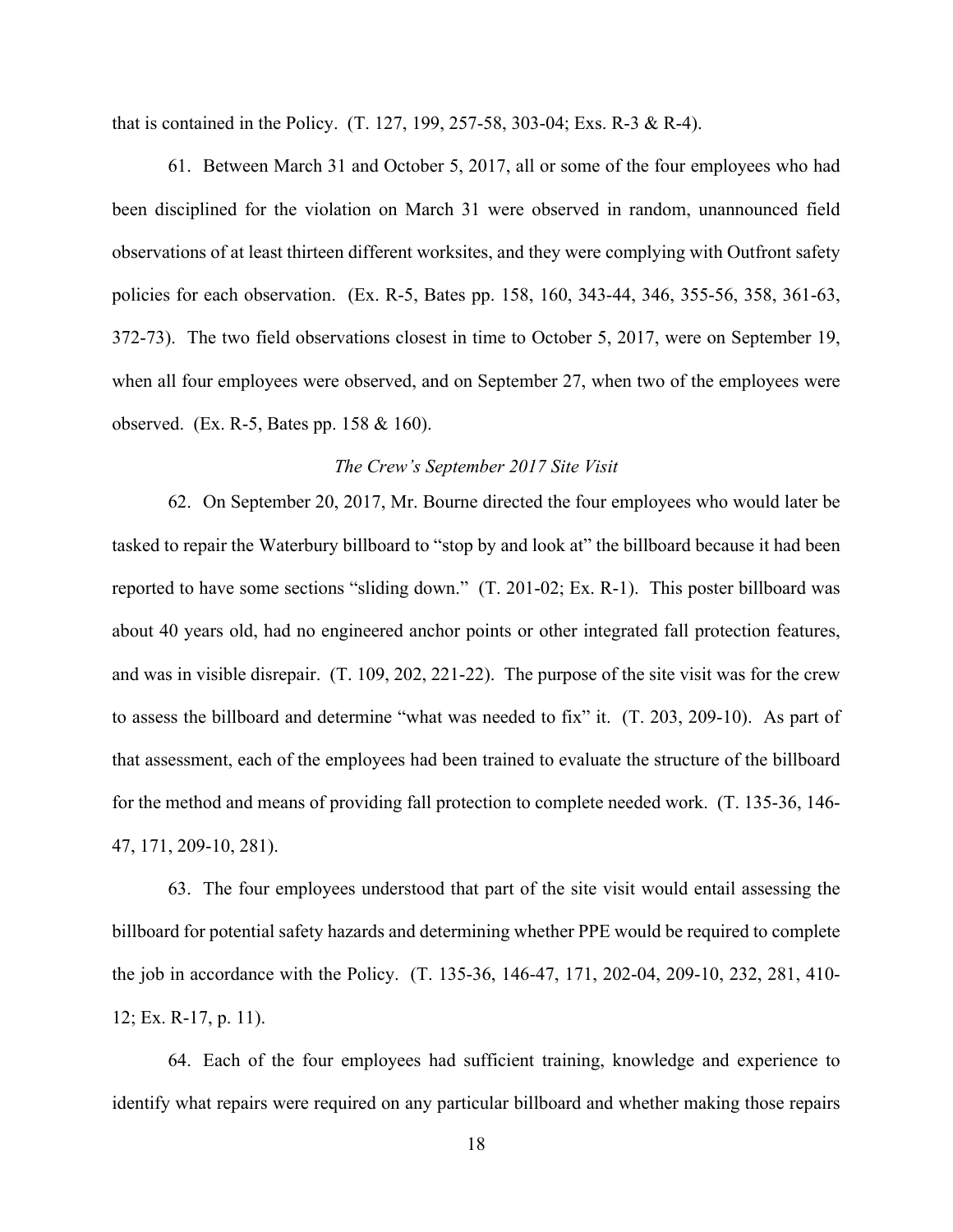that is contained in the Policy. (T. 127, 199, 257-58, 303-04; Exs. R-3 & R-4).

61. Between March 31 and October 5, 2017, all or some of the four employees who had been disciplined for the violation on March 31 were observed in random, unannounced field observations of at least thirteen different worksites, and they were complying with Outfront safety policies for each observation. (Ex. R-5, Bates pp. 158, 160, 343-44, 346, 355-56, 358, 361-63, 372-73). The two field observations closest in time to October 5, 2017, were on September 19, when all four employees were observed, and on September 27, when two of the employees were observed. (Ex. R-5, Bates pp. 158 & 160).

*The Crew's September 2017 Site Visit*

62. On September 20, 2017, Mr. Bourne directed the four employees who would later be tasked to repair the Waterbury billboard to "stop by and look at" the billboard because it had been reported to have some sections "sliding down." (T. 201-02; Ex. R-1). This poster billboard was about 40 years old, had no engineered anchor points or other integrated fall protection features, and was in visible disrepair. (T. 109, 202, 221-22). The purpose of the site visit was for the crew to assess the billboard and determine "what was needed to fix" it. (T. 203, 209-10). As part of that assessment, each of the employees had been trained to evaluate the structure of the billboard for the method and means of providing fall protection to complete needed work. (T. 135-36, 146-47, 171, 209-10, 281).

63. The four employees understood that part of the site visit would entail assessing the billboard for potential safety hazards and determining whether PPE would be required to complete the job in accordance with the Policy. (T. 135-36, 146-47, 171, 202-04, 209-10, 232, 281, 410-12; Ex. R-17, p. 11).

64. Each of the four employees had sufficient training, knowledge and experience to identify what repairs were required on any particular billboard and whether making those repairs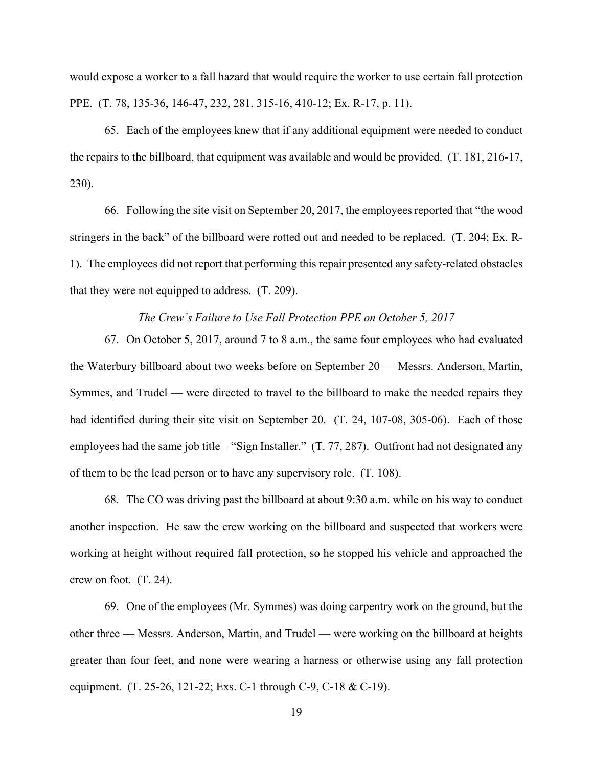would expose a worker to a fall hazard that would require the worker to use certain fall protection PPE. (T. 78, 135-36, 146-47, 232, 281, 315-16, 410-12; Ex. R-17, p. 11).

65. Each of the employees knew that if any additional equipment were needed to conduct the repairs to the billboard, that equipment was available and would be provided. (T. 181, 216-17, 230).

66. Following the site visit on September 20, 2017, the employees reported that "the wood stringers in the back" of the billboard were rotted out and needed to be replaced. (T. 204; Ex. R-1). The employees did not report that performing this repair presented any safety-related obstacles that they were not equipped to address. (T. 209).

*The Crew's Failure to Use Fall Protection PPE on October 5, 2017*

67. On October 5, 2017, around 7 to 8 a.m., the same four employees who had evaluated the Waterbury billboard about two weeks before on September 20 — Messrs. Anderson, Martin, Symmes, and Trudel — were directed to travel to the billboard to make the needed repairs they had identified during their site visit on September 20. (T. 24, 107-08, 305-06). Each of those employees had the same job title – "Sign Installer." (T. 77, 287). Outfront had not designated any of them to be the lead person or to have any supervisory role. (T. 108).

68. The CO was driving past the billboard at about 9:30 a.m. while on his way to conduct another inspection. He saw the crew working on the billboard and suspected that workers were working at height without required fall protection, so he stopped his vehicle and approached the crew on foot. (T. 24).

69. One of the employees (Mr. Symmes) was doing carpentry work on the ground, but the other three — Messrs. Anderson, Martin, and Trudel — were working on the billboard at heights greater than four feet, and none were wearing a harness or otherwise using any fall protection equipment. (T. 25-26, 121-22; Exs. C-1 through C-9, C-18 & C-19).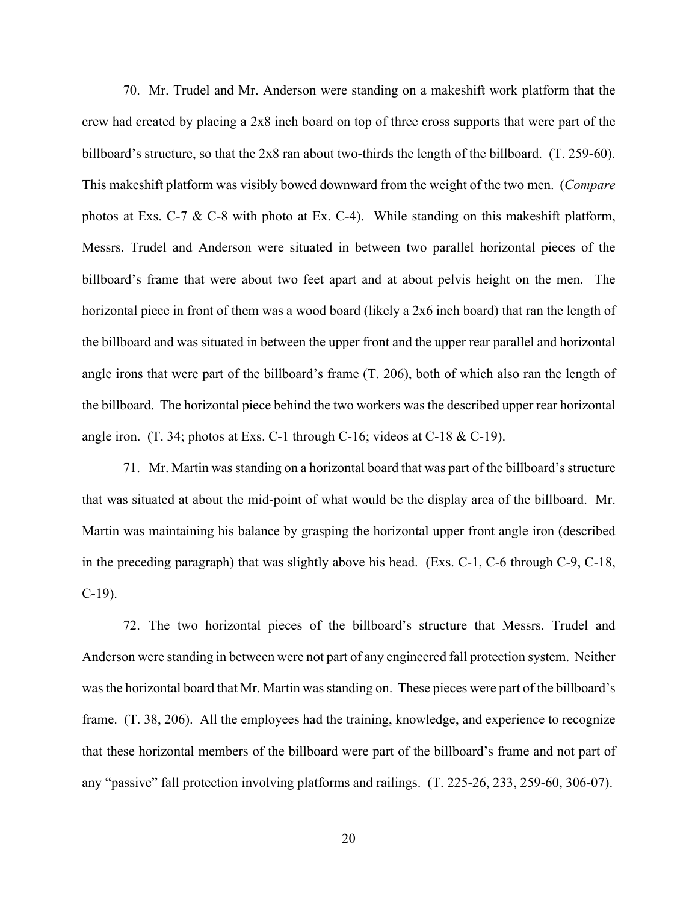70. Mr. Trudel and Mr. Anderson were standing on a makeshift work platform that the crew had created by placing a 2x8 inch board on top of three cross supports that were part of the billboard's structure, so that the 2x8 ran about two-thirds the length of the billboard. (T. 259-60). This makeshift platform was visibly bowed downward from the weight of the two men. (*Compare* photos at Exs. C-7 & C-8 with photo at Ex. C-4). While standing on this makeshift platform, Messrs. Trudel and Anderson were situated in between two parallel horizontal pieces of the billboard's frame that were about two feet apart and at about pelvis height on the men. The horizontal piece in front of them was a wood board (likely a 2x6 inch board) that ran the length of the billboard and was situated in between the upper front and the upper rear parallel and horizontal angle irons that were part of the billboard's frame (T. 206), both of which also ran the length of the billboard. The horizontal piece behind the two workers was the described upper rear horizontal angle iron. (T. 34; photos at Exs. C-1 through C-16; videos at C-18 & C-19).

71. Mr. Martin was standing on a horizontal board that was part of the billboard's structure that was situated at about the mid-point of what would be the display area of the billboard. Mr. Martin was maintaining his balance by grasping the horizontal upper front angle iron (described in the preceding paragraph) that was slightly above his head. (Exs. C-1, C-6 through C-9, C-18, C-19).

72. The two horizontal pieces of the billboard's structure that Messrs. Trudel and Anderson were standing in between were not part of any engineered fall protection system. Neither was the horizontal board that Mr. Martin was standing on. These pieces were part of the billboard's frame. (T. 38, 206). All the employees had the training, knowledge, and experience to recognize that these horizontal members of the billboard were part of the billboard's frame and not part of any "passive" fall protection involving platforms and railings. (T. 225-26, 233, 259-60, 306-07).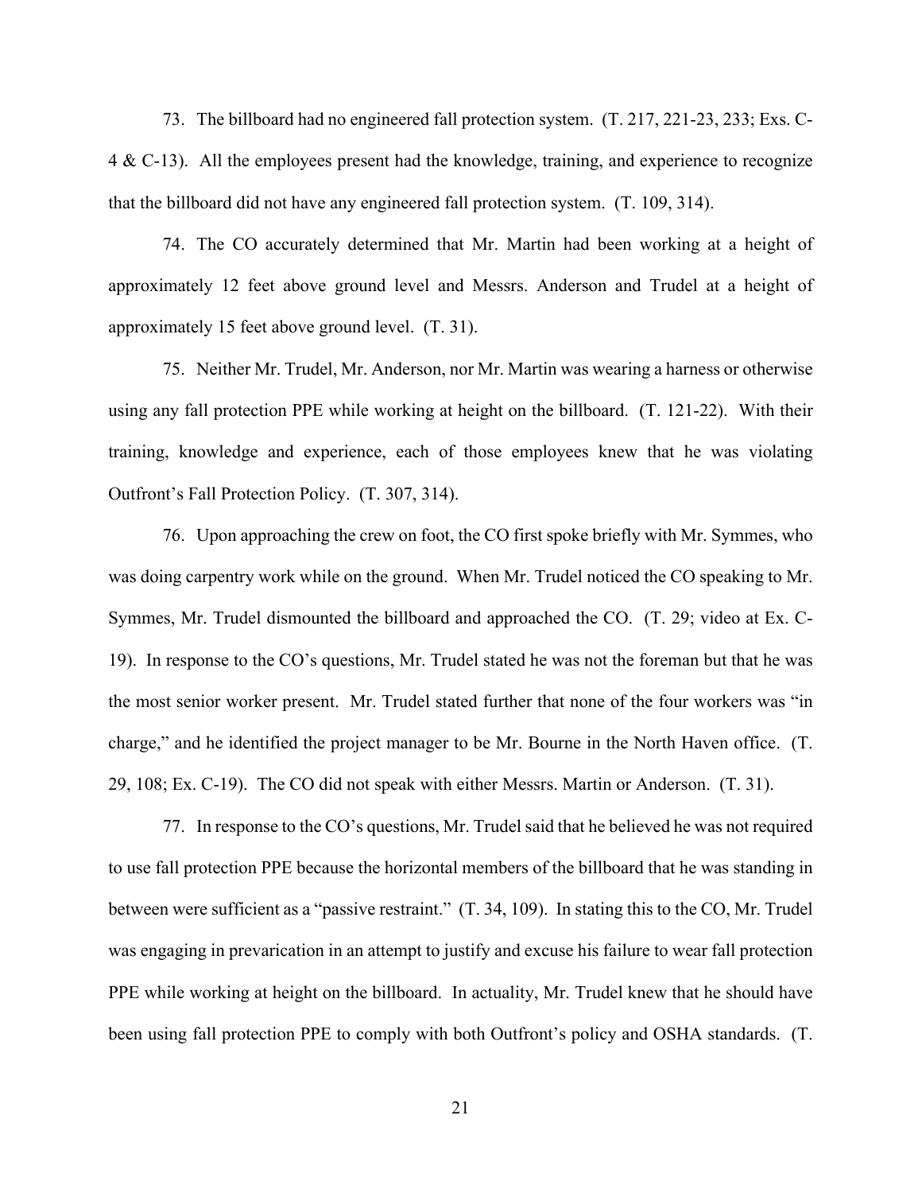73. The billboard had no engineered fall protection system. (T. 217, 221-23, 233; Exs. C-4 & C-13). All the employees present had the knowledge, training, and experience to recognize that the billboard did not have any engineered fall protection system. (T. 109, 314).

74. The CO accurately determined that Mr. Martin had been working at a height of approximately 12 feet above ground level and Messrs. Anderson and Trudel at a height of approximately 15 feet above ground level. (T. 31).

75. Neither Mr. Trudel, Mr. Anderson, nor Mr. Martin was wearing a harness or otherwise using any fall protection PPE while working at height on the billboard. (T. 121-22). With their training, knowledge and experience, each of those employees knew that he was violating Outfront's Fall Protection Policy. (T. 307, 314).

76. Upon approaching the crew on foot, the CO first spoke briefly with Mr. Symmes, who was doing carpentry work while on the ground. When Mr. Trudel noticed the CO speaking to Mr. Symmes, Mr. Trudel dismounted the billboard and approached the CO. (T. 29; video at Ex. C-19). In response to the CO's questions, Mr. Trudel stated he was not the foreman but that he was the most senior worker present. Mr. Trudel stated further that none of the four workers was "in charge," and he identified the project manager to be Mr. Bourne in the North Haven office. (T. 29, 108; Ex. C-19). The CO did not speak with either Messrs. Martin or Anderson. (T. 31).

77. In response to the CO's questions, Mr. Trudel said that he believed he was not required to use fall protection PPE because the horizontal members of the billboard that he was standing in between were sufficient as a "passive restraint." (T. 34, 109). In stating this to the CO, Mr. Trudel was engaging in prevarication in an attempt to justify and excuse his failure to wear fall protection PPE while working at height on the billboard. In actuality, Mr. Trudel knew that he should have been using fall protection PPE to comply with both Outfront's policy and OSHA standards. (T.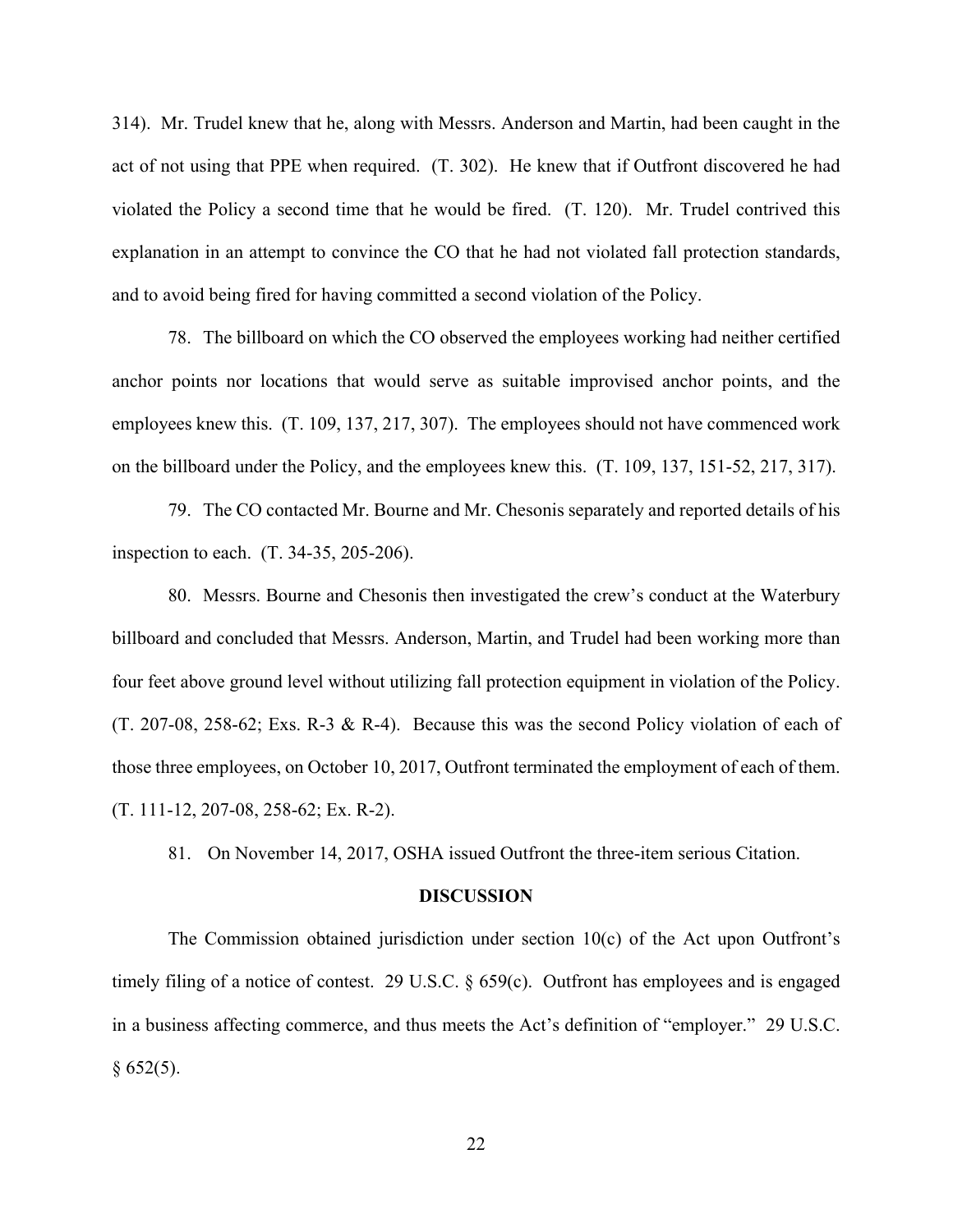314). Mr. Trudel knew that he, along with Messrs. Anderson and Martin, had been caught in the act of not using that PPE when required. (T. 302). He knew that if Outfront discovered he had violated the Policy a second time that he would be fired. (T. 120). Mr. Trudel contrived this explanation in an attempt to convince the CO that he had not violated fall protection standards, and to avoid being fired for having committed a second violation of the Policy.

78. The billboard on which the CO observed the employees working had neither certified anchor points nor locations that would serve as suitable improvised anchor points, and the employees knew this. (T. 109, 137, 217, 307). The employees should not have commenced work on the billboard under the Policy, and the employees knew this. (T. 109, 137, 151-52, 217, 317).

79. The CO contacted Mr. Bourne and Mr. Chesonis separately and reported details of his inspection to each. (T. 34-35, 205-206).

80. Messrs. Bourne and Chesonis then investigated the crew's conduct at the Waterbury billboard and concluded that Messrs. Anderson, Martin, and Trudel had been working more than four feet above ground level without utilizing fall protection equipment in violation of the Policy. (T. 207-08, 258-62; Exs. R-3 & R-4). Because this was the second Policy violation of each of those three employees, on October 10, 2017, Outfront terminated the employment of each of them. (T. 111-12, 207-08, 258-62; Ex. R-2).

81. On November 14, 2017, OSHA issued Outfront the three-item serious Citation.

## DISCUSSION

The Commission obtained jurisdiction under section 10(c) of the Act upon Outfront's timely filing of a notice of contest. 29 U.S.C. § 659(c). Outfront has employees and is engaged in a business affecting commerce, and thus meets the Act's definition of "employer." 29 U.S.C. § 652(5).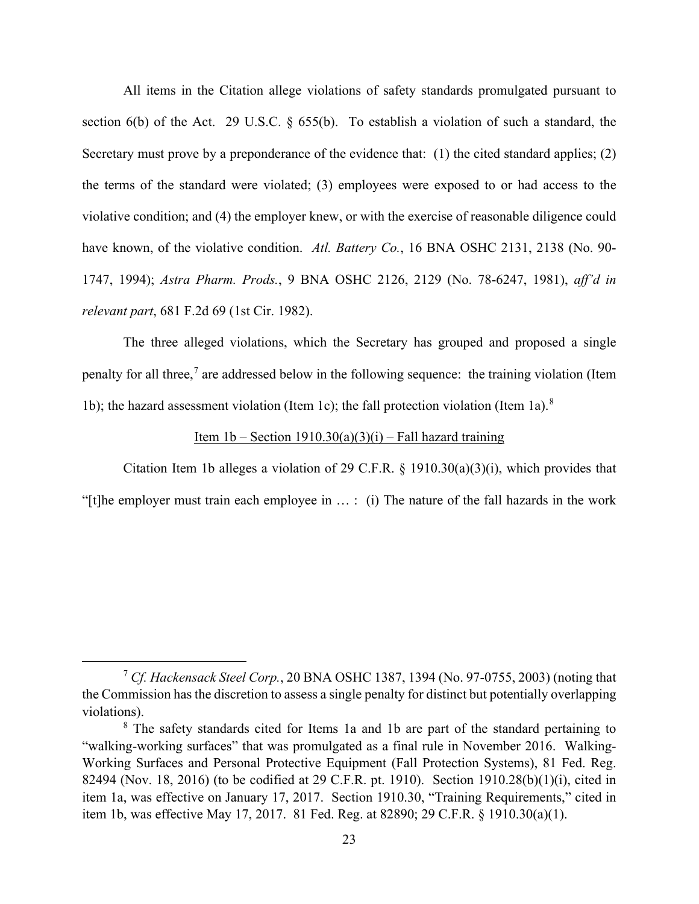All items in the Citation allege violations of safety standards promulgated pursuant to section 6(b) of the Act. 29 U.S.C. § 655(b). To establish a violation of such a standard, the Secretary must prove by a preponderance of the evidence that: (1) the cited standard applies; (2) the terms of the standard were violated; (3) employees were exposed to or had access to the violative condition; and (4) the employer knew, or with the exercise of reasonable diligence could have known, of the violative condition. *Atl. Battery Co.*, 16 BNA OSHC 2131, 2138 (No. 90-1747, 1994); *Astra Pharm. Prods.*, 9 BNA OSHC 2126, 2129 (No. 78-6247, 1981), *aff'd in relevant part*, 681 F.2d 69 (1st Cir. 1982).

The three alleged violations, which the Secretary has grouped and proposed a single penalty for all three,[7] are addressed below in the following sequence: the training violation (Item 1b); the hazard assessment violation (Item 1c); the fall protection violation (Item 1a).[8]

<u>Item 1b – Section 1910.30(a)(3)(i) – Fall hazard training</u>

Citation Item 1b alleges a violation of 29 C.F.R. § 1910.30(a)(3)(i), which provides that "[t]he employer must train each employee in … : (i) The nature of the fall hazards in the work

---

[7] *Cf. Hackensack Steel Corp.*, 20 BNA OSHC 1387, 1394 (No. 97-0755, 2003) (noting that the Commission has the discretion to assess a single penalty for distinct but potentially overlapping violations).

[8] The safety standards cited for Items 1a and 1b are part of the standard pertaining to "walking-working surfaces" that was promulgated as a final rule in November 2016. Walking-Working Surfaces and Personal Protective Equipment (Fall Protection Systems), 81 Fed. Reg. 82494 (Nov. 18, 2016) (to be codified at 29 C.F.R. pt. 1910). Section 1910.28(b)(1)(i), cited in item 1a, was effective on January 17, 2017. Section 1910.30, "Training Requirements," cited in item 1b, was effective May 17, 2017. 81 Fed. Reg. at 82890; 29 C.F.R. § 1910.30(a)(1).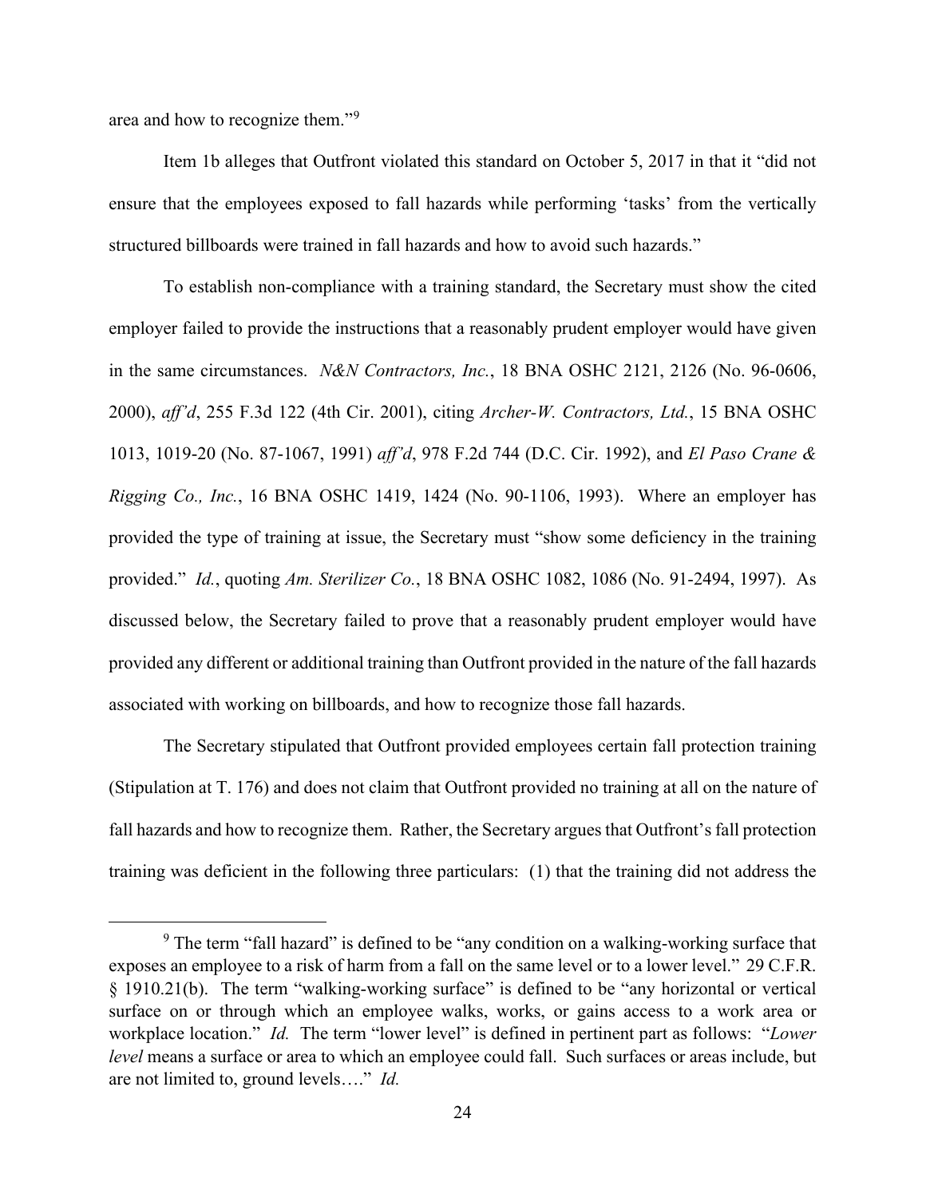area and how to recognize them."[9]

Item 1b alleges that Outfront violated this standard on October 5, 2017 in that it "did not ensure that the employees exposed to fall hazards while performing 'tasks' from the vertically structured billboards were trained in fall hazards and how to avoid such hazards."

To establish non-compliance with a training standard, the Secretary must show the cited employer failed to provide the instructions that a reasonably prudent employer would have given in the same circumstances. *N&N Contractors, Inc.*, 18 BNA OSHC 2121, 2126 (No. 96-0606, 2000), *aff'd*, 255 F.3d 122 (4th Cir. 2001), citing *Archer-W. Contractors, Ltd.*, 15 BNA OSHC 1013, 1019-20 (No. 87-1067, 1991) *aff'd*, 978 F.2d 744 (D.C. Cir. 1992), and *El Paso Crane & Rigging Co., Inc.*, 16 BNA OSHC 1419, 1424 (No. 90-1106, 1993). Where an employer has provided the type of training at issue, the Secretary must "show some deficiency in the training provided." *Id.*, quoting *Am. Sterilizer Co.*, 18 BNA OSHC 1082, 1086 (No. 91-2494, 1997). As discussed below, the Secretary failed to prove that a reasonably prudent employer would have provided any different or additional training than Outfront provided in the nature of the fall hazards associated with working on billboards, and how to recognize those fall hazards.

The Secretary stipulated that Outfront provided employees certain fall protection training (Stipulation at T. 176) and does not claim that Outfront provided no training at all on the nature of fall hazards and how to recognize them. Rather, the Secretary argues that Outfront's fall protection training was deficient in the following three particulars: (1) that the training did not address the

[9] The term "fall hazard" is defined to be "any condition on a walking-working surface that exposes an employee to a risk of harm from a fall on the same level or to a lower level." 29 C.F.R. § 1910.21(b). The term "walking-working surface" is defined to be "any horizontal or vertical surface on or through which an employee walks, works, or gains access to a work area or workplace location." *Id.* The term "lower level" is defined in pertinent part as follows: "*Lower level* means a surface or area to which an employee could fall. Such surfaces or areas include, but are not limited to, ground levels…." *Id.*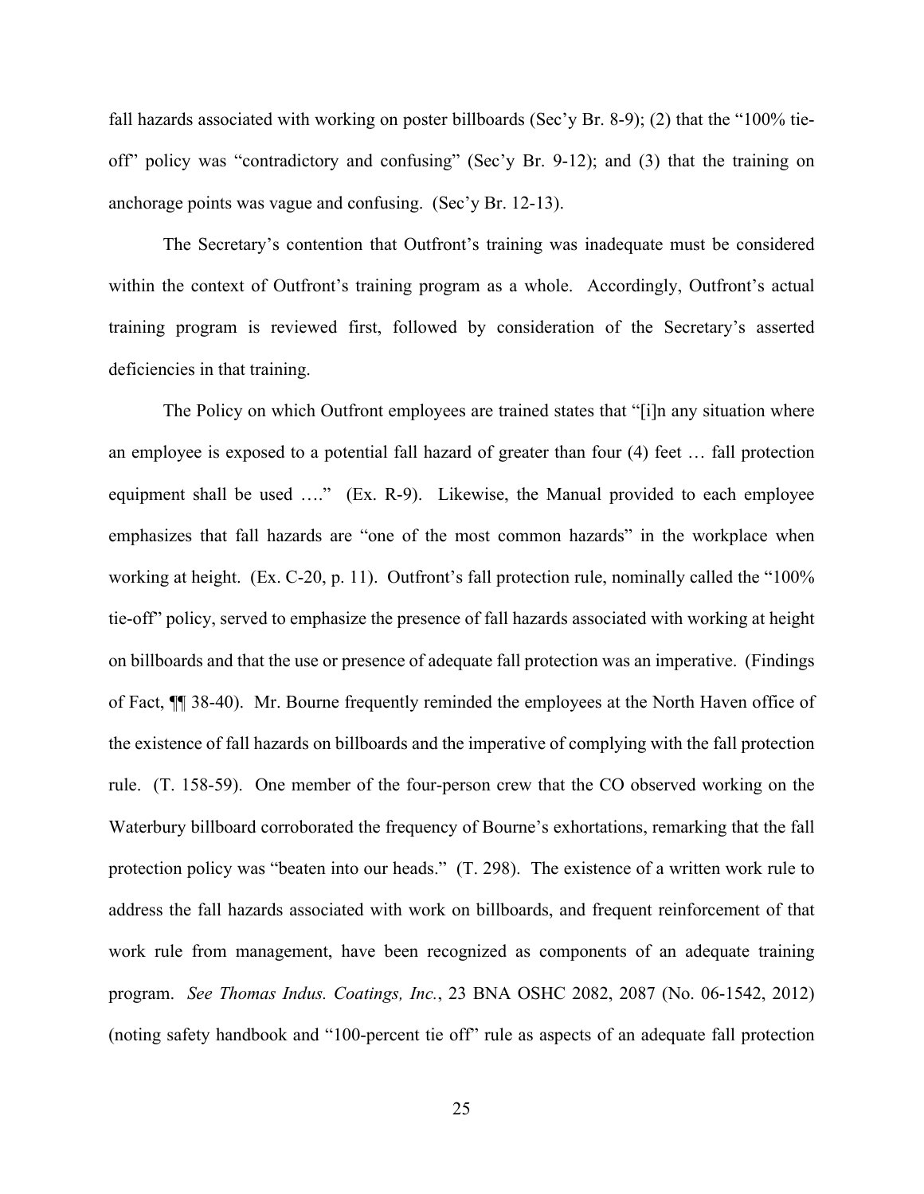fall hazards associated with working on poster billboards (Sec'y Br. 8-9); (2) that the "100% tie-off" policy was "contradictory and confusing" (Sec'y Br. 9-12); and (3) that the training on anchorage points was vague and confusing. (Sec'y Br. 12-13).

The Secretary's contention that Outfront's training was inadequate must be considered within the context of Outfront's training program as a whole. Accordingly, Outfront's actual training program is reviewed first, followed by consideration of the Secretary's asserted deficiencies in that training.

The Policy on which Outfront employees are trained states that "[i]n any situation where an employee is exposed to a potential fall hazard of greater than four (4) feet … fall protection equipment shall be used …." (Ex. R-9). Likewise, the Manual provided to each employee emphasizes that fall hazards are "one of the most common hazards" in the workplace when working at height. (Ex. C-20, p. 11). Outfront's fall protection rule, nominally called the "100% tie-off" policy, served to emphasize the presence of fall hazards associated with working at height on billboards and that the use or presence of adequate fall protection was an imperative. (Findings of Fact, ¶¶ 38-40). Mr. Bourne frequently reminded the employees at the North Haven office of the existence of fall hazards on billboards and the imperative of complying with the fall protection rule. (T. 158-59). One member of the four-person crew that the CO observed working on the Waterbury billboard corroborated the frequency of Bourne's exhortations, remarking that the fall protection policy was "beaten into our heads." (T. 298). The existence of a written work rule to address the fall hazards associated with work on billboards, and frequent reinforcement of that work rule from management, have been recognized as components of an adequate training program. *See Thomas Indus. Coatings, Inc.*, 23 BNA OSHC 2082, 2087 (No. 06-1542, 2012) (noting safety handbook and "100-percent tie off" rule as aspects of an adequate fall protection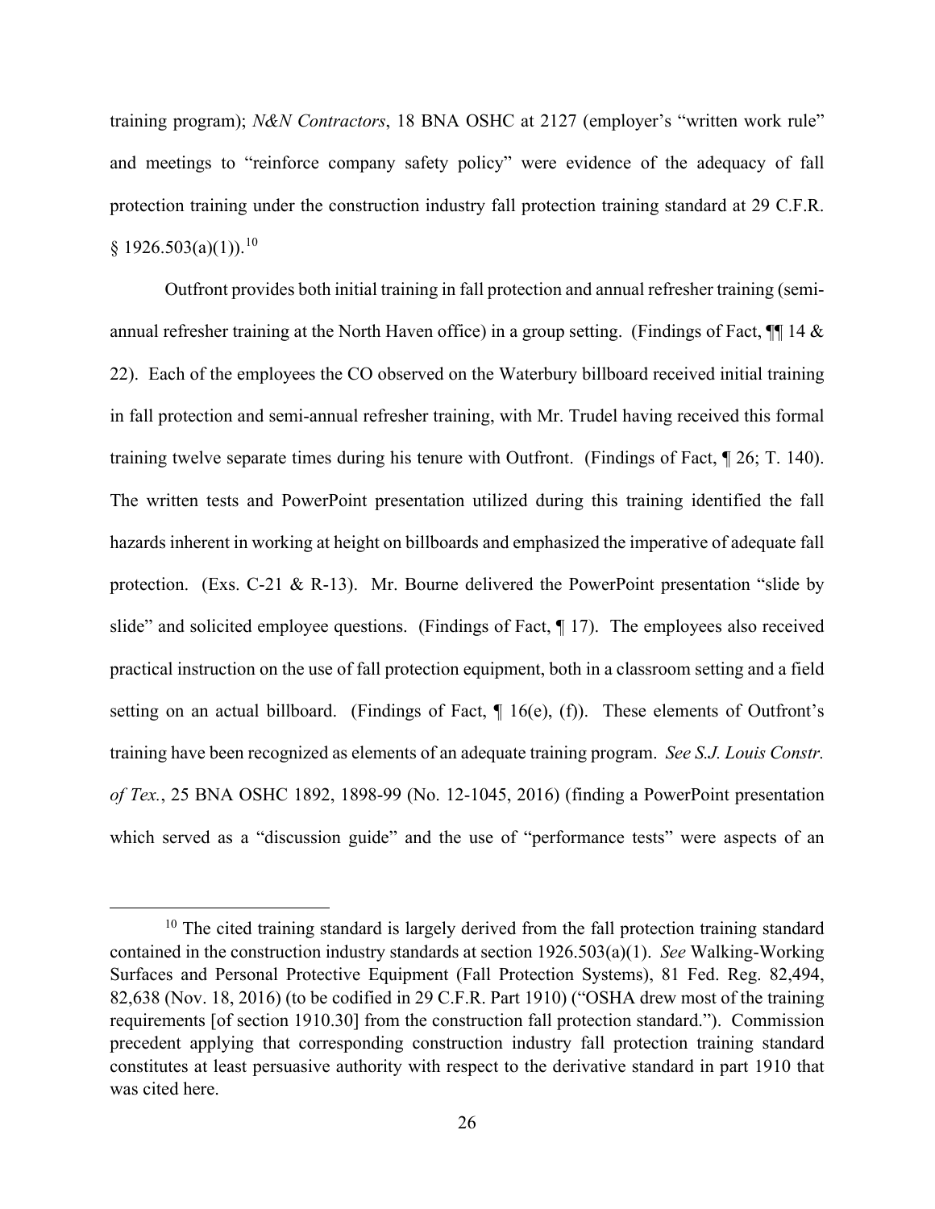training program); *N&N Contractors*, 18 BNA OSHC at 2127 (employer's "written work rule" and meetings to "reinforce company safety policy" were evidence of the adequacy of fall protection training under the construction industry fall protection training standard at 29 C.F.R. § 1926.503(a)(1)).[10]

Outfront provides both initial training in fall protection and annual refresher training (semi-annual refresher training at the North Haven office) in a group setting. (Findings of Fact, ¶¶ 14 & 22). Each of the employees the CO observed on the Waterbury billboard received initial training in fall protection and semi-annual refresher training, with Mr. Trudel having received this formal training twelve separate times during his tenure with Outfront. (Findings of Fact, ¶ 26; T. 140). The written tests and PowerPoint presentation utilized during this training identified the fall hazards inherent in working at height on billboards and emphasized the imperative of adequate fall protection. (Exs. C-21 & R-13). Mr. Bourne delivered the PowerPoint presentation "slide by slide" and solicited employee questions. (Findings of Fact, ¶ 17). The employees also received practical instruction on the use of fall protection equipment, both in a classroom setting and a field setting on an actual billboard. (Findings of Fact, ¶ 16(e), (f)). These elements of Outfront's training have been recognized as elements of an adequate training program. *See S.J. Louis Constr. of Tex.*, 25 BNA OSHC 1892, 1898-99 (No. 12-1045, 2016) (finding a PowerPoint presentation which served as a "discussion guide" and the use of "performance tests" were aspects of an

---

[10] The cited training standard is largely derived from the fall protection training standard contained in the construction industry standards at section 1926.503(a)(1). *See* Walking-Working Surfaces and Personal Protective Equipment (Fall Protection Systems), 81 Fed. Reg. 82,494, 82,638 (Nov. 18, 2016) (to be codified in 29 C.F.R. Part 1910) ("OSHA drew most of the training requirements [of section 1910.30] from the construction fall protection standard."). Commission precedent applying that corresponding construction industry fall protection training standard constitutes at least persuasive authority with respect to the derivative standard in part 1910 that was cited here.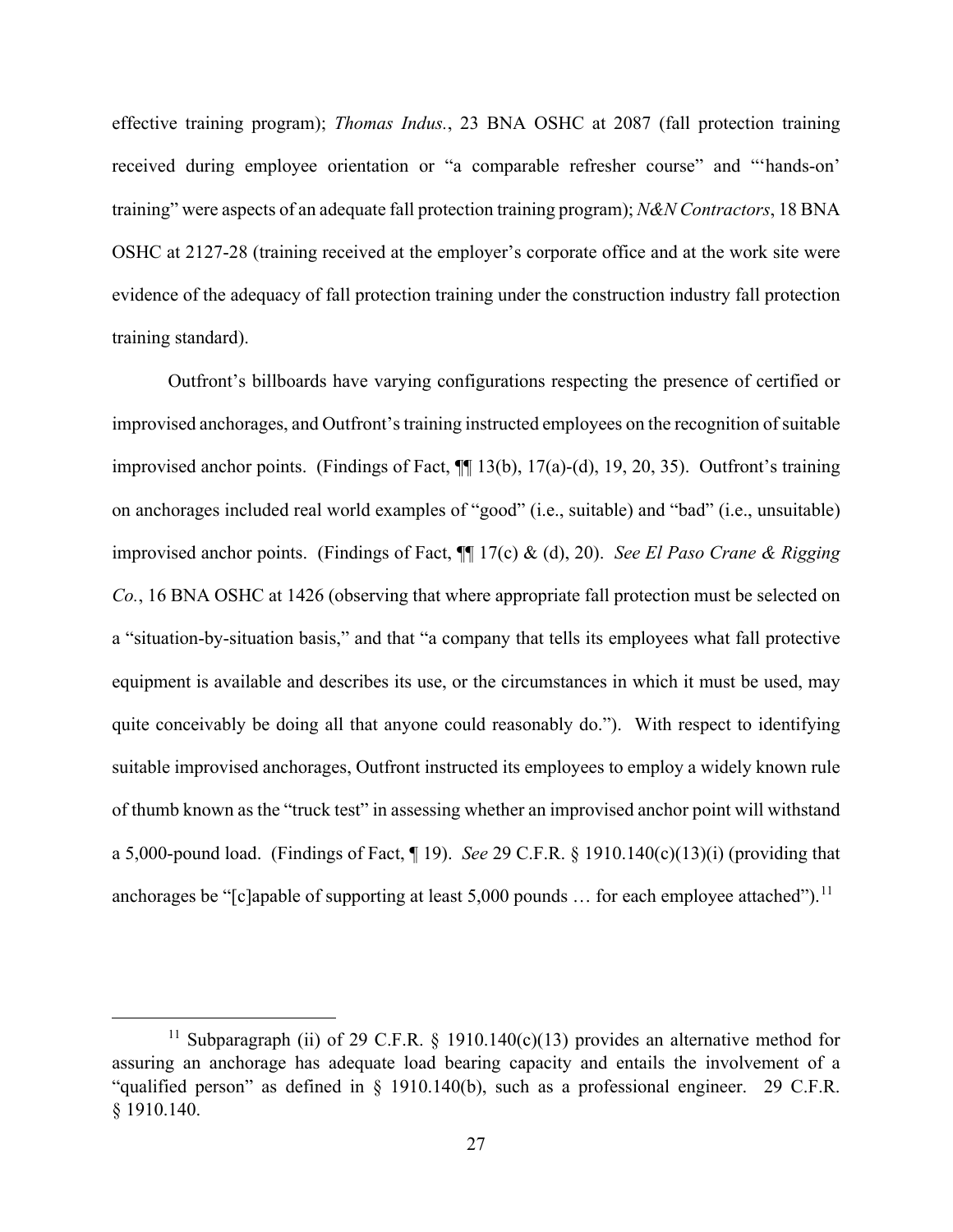effective training program); *Thomas Indus.*, 23 BNA OSHC at 2087 (fall protection training received during employee orientation or "a comparable refresher course" and "'hands-on' training" were aspects of an adequate fall protection training program); *N&N Contractors*, 18 BNA OSHC at 2127-28 (training received at the employer's corporate office and at the work site were evidence of the adequacy of fall protection training under the construction industry fall protection training standard).

Outfront's billboards have varying configurations respecting the presence of certified or improvised anchorages, and Outfront's training instructed employees on the recognition of suitable improvised anchor points. (Findings of Fact, ¶¶ 13(b), 17(a)-(d), 19, 20, 35). Outfront's training on anchorages included real world examples of "good" (i.e., suitable) and "bad" (i.e., unsuitable) improvised anchor points. (Findings of Fact, ¶¶ 17(c) & (d), 20). *See El Paso Crane & Rigging Co.*, 16 BNA OSHC at 1426 (observing that where appropriate fall protection must be selected on a "situation-by-situation basis," and that "a company that tells its employees what fall protective equipment is available and describes its use, or the circumstances in which it must be used, may quite conceivably be doing all that anyone could reasonably do."). With respect to identifying suitable improvised anchorages, Outfront instructed its employees to employ a widely known rule of thumb known as the "truck test" in assessing whether an improvised anchor point will withstand a 5,000-pound load. (Findings of Fact, ¶ 19). *See* 29 C.F.R. § 1910.140(c)(13)(i) (providing that anchorages be "[c]apable of supporting at least 5,000 pounds … for each employee attached").[11]

[11] Subparagraph (ii) of 29 C.F.R. § 1910.140(c)(13) provides an alternative method for assuring an anchorage has adequate load bearing capacity and entails the involvement of a "qualified person" as defined in § 1910.140(b), such as a professional engineer. 29 C.F.R. § 1910.140.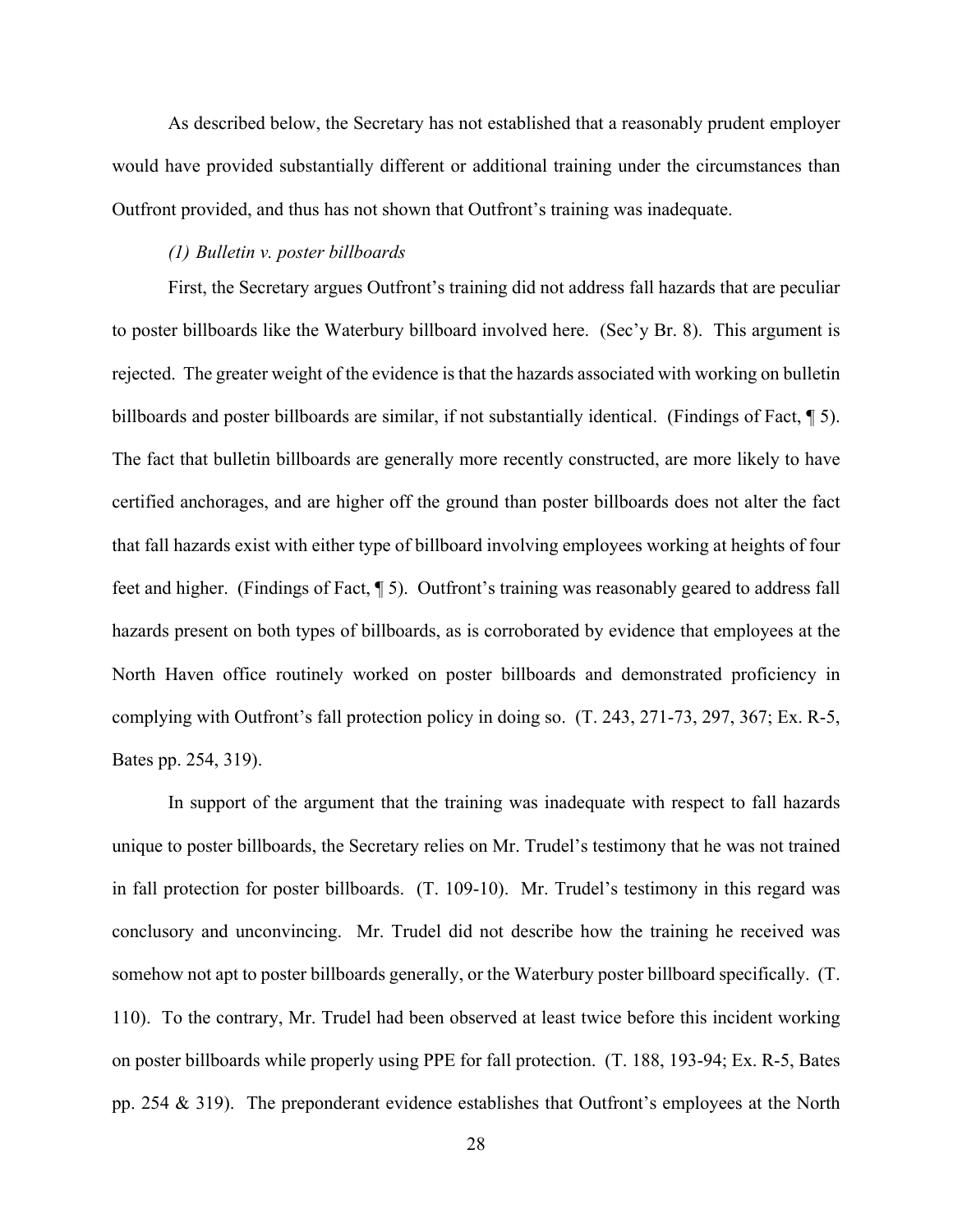As described below, the Secretary has not established that a reasonably prudent employer would have provided substantially different or additional training under the circumstances than Outfront provided, and thus has not shown that Outfront's training was inadequate.

*(1) Bulletin v. poster billboards*

First, the Secretary argues Outfront's training did not address fall hazards that are peculiar to poster billboards like the Waterbury billboard involved here. (Sec'y Br. 8). This argument is rejected. The greater weight of the evidence is that the hazards associated with working on bulletin billboards and poster billboards are similar, if not substantially identical. (Findings of Fact, ¶ 5). The fact that bulletin billboards are generally more recently constructed, are more likely to have certified anchorages, and are higher off the ground than poster billboards does not alter the fact that fall hazards exist with either type of billboard involving employees working at heights of four feet and higher. (Findings of Fact, ¶ 5). Outfront's training was reasonably geared to address fall hazards present on both types of billboards, as is corroborated by evidence that employees at the North Haven office routinely worked on poster billboards and demonstrated proficiency in complying with Outfront's fall protection policy in doing so. (T. 243, 271-73, 297, 367; Ex. R-5, Bates pp. 254, 319).

In support of the argument that the training was inadequate with respect to fall hazards unique to poster billboards, the Secretary relies on Mr. Trudel's testimony that he was not trained in fall protection for poster billboards. (T. 109-10). Mr. Trudel's testimony in this regard was conclusory and unconvincing. Mr. Trudel did not describe how the training he received was somehow not apt to poster billboards generally, or the Waterbury poster billboard specifically. (T. 110). To the contrary, Mr. Trudel had been observed at least twice before this incident working on poster billboards while properly using PPE for fall protection. (T. 188, 193-94; Ex. R-5, Bates pp. 254 & 319). The preponderant evidence establishes that Outfront's employees at the North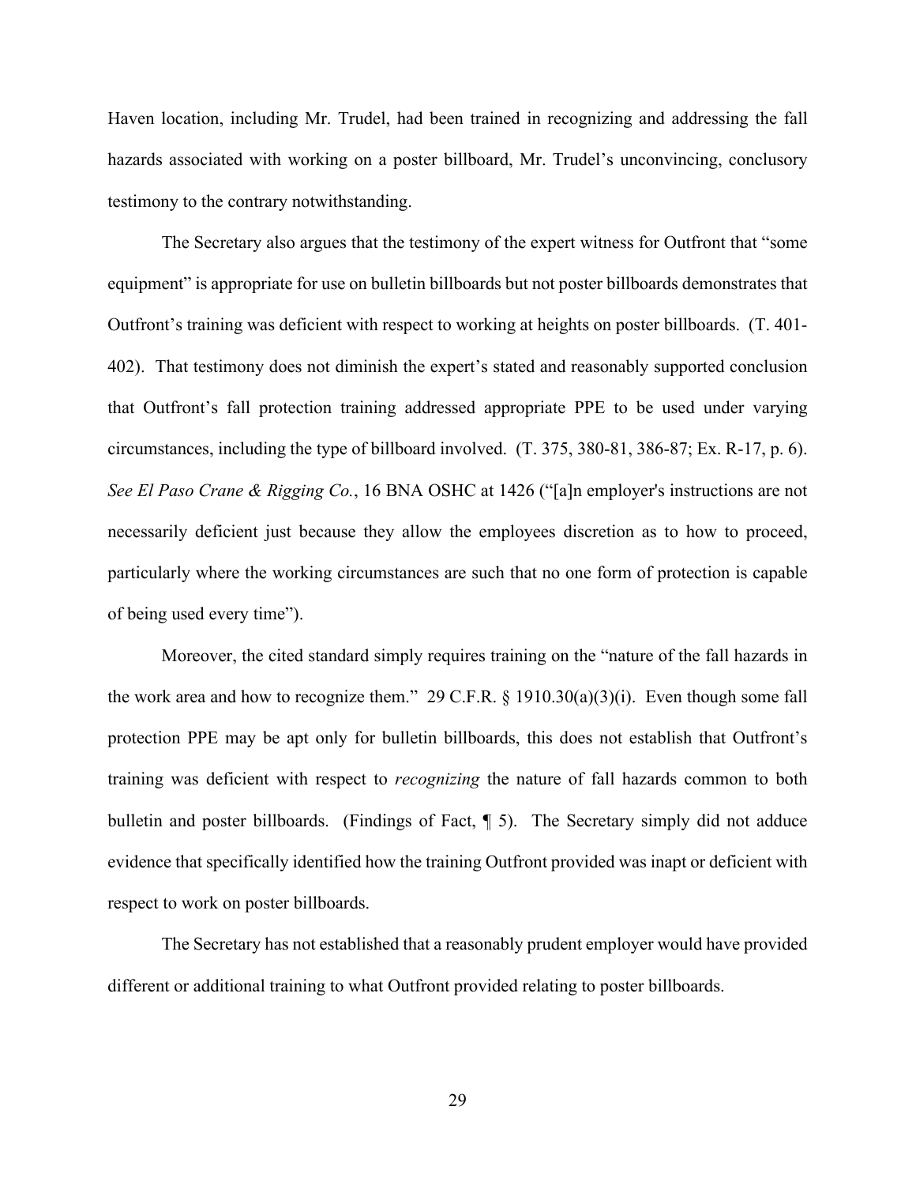Haven location, including Mr. Trudel, had been trained in recognizing and addressing the fall hazards associated with working on a poster billboard, Mr. Trudel's unconvincing, conclusory testimony to the contrary notwithstanding.

The Secretary also argues that the testimony of the expert witness for Outfront that "some equipment" is appropriate for use on bulletin billboards but not poster billboards demonstrates that Outfront's training was deficient with respect to working at heights on poster billboards. (T. 401-402). That testimony does not diminish the expert's stated and reasonably supported conclusion that Outfront's fall protection training addressed appropriate PPE to be used under varying circumstances, including the type of billboard involved. (T. 375, 380-81, 386-87; Ex. R-17, p. 6). *See El Paso Crane & Rigging Co.*, 16 BNA OSHC at 1426 ("[a]n employer's instructions are not necessarily deficient just because they allow the employees discretion as to how to proceed, particularly where the working circumstances are such that no one form of protection is capable of being used every time").

Moreover, the cited standard simply requires training on the "nature of the fall hazards in the work area and how to recognize them." 29 C.F.R. § 1910.30(a)(3)(i). Even though some fall protection PPE may be apt only for bulletin billboards, this does not establish that Outfront's training was deficient with respect to *recognizing* the nature of fall hazards common to both bulletin and poster billboards. (Findings of Fact, ¶ 5). The Secretary simply did not adduce evidence that specifically identified how the training Outfront provided was inapt or deficient with respect to work on poster billboards.

The Secretary has not established that a reasonably prudent employer would have provided different or additional training to what Outfront provided relating to poster billboards.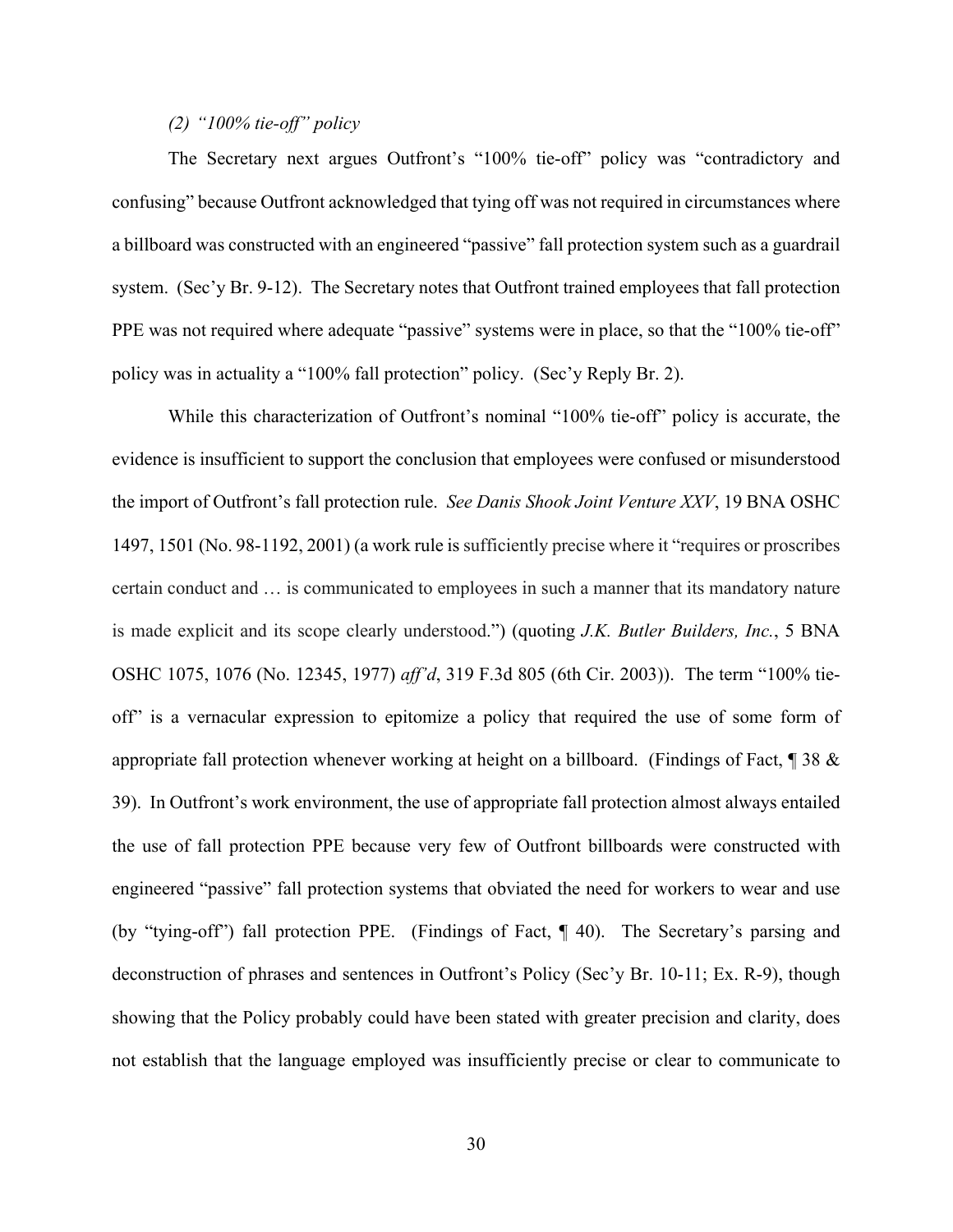*(2) "100% tie-off" policy*

The Secretary next argues Outfront's "100% tie-off" policy was "contradictory and confusing" because Outfront acknowledged that tying off was not required in circumstances where a billboard was constructed with an engineered "passive" fall protection system such as a guardrail system. (Sec'y Br. 9-12). The Secretary notes that Outfront trained employees that fall protection PPE was not required where adequate "passive" systems were in place, so that the "100% tie-off" policy was in actuality a "100% fall protection" policy. (Sec'y Reply Br. 2).

While this characterization of Outfront's nominal "100% tie-off" policy is accurate, the evidence is insufficient to support the conclusion that employees were confused or misunderstood the import of Outfront's fall protection rule. *See Danis Shook Joint Venture XXV*, 19 BNA OSHC 1497, 1501 (No. 98-1192, 2001) (a work rule is sufficiently precise where it "requires or proscribes certain conduct and … is communicated to employees in such a manner that its mandatory nature is made explicit and its scope clearly understood.") (quoting *J.K. Butler Builders, Inc.*, 5 BNA OSHC 1075, 1076 (No. 12345, 1977) *aff'd*, 319 F.3d 805 (6th Cir. 2003)). The term "100% tie-off" is a vernacular expression to epitomize a policy that required the use of some form of appropriate fall protection whenever working at height on a billboard. (Findings of Fact, ¶ 38 & 39). In Outfront's work environment, the use of appropriate fall protection almost always entailed the use of fall protection PPE because very few of Outfront billboards were constructed with engineered "passive" fall protection systems that obviated the need for workers to wear and use (by "tying-off") fall protection PPE. (Findings of Fact, ¶ 40). The Secretary's parsing and deconstruction of phrases and sentences in Outfront's Policy (Sec'y Br. 10-11; Ex. R-9), though showing that the Policy probably could have been stated with greater precision and clarity, does not establish that the language employed was insufficiently precise or clear to communicate to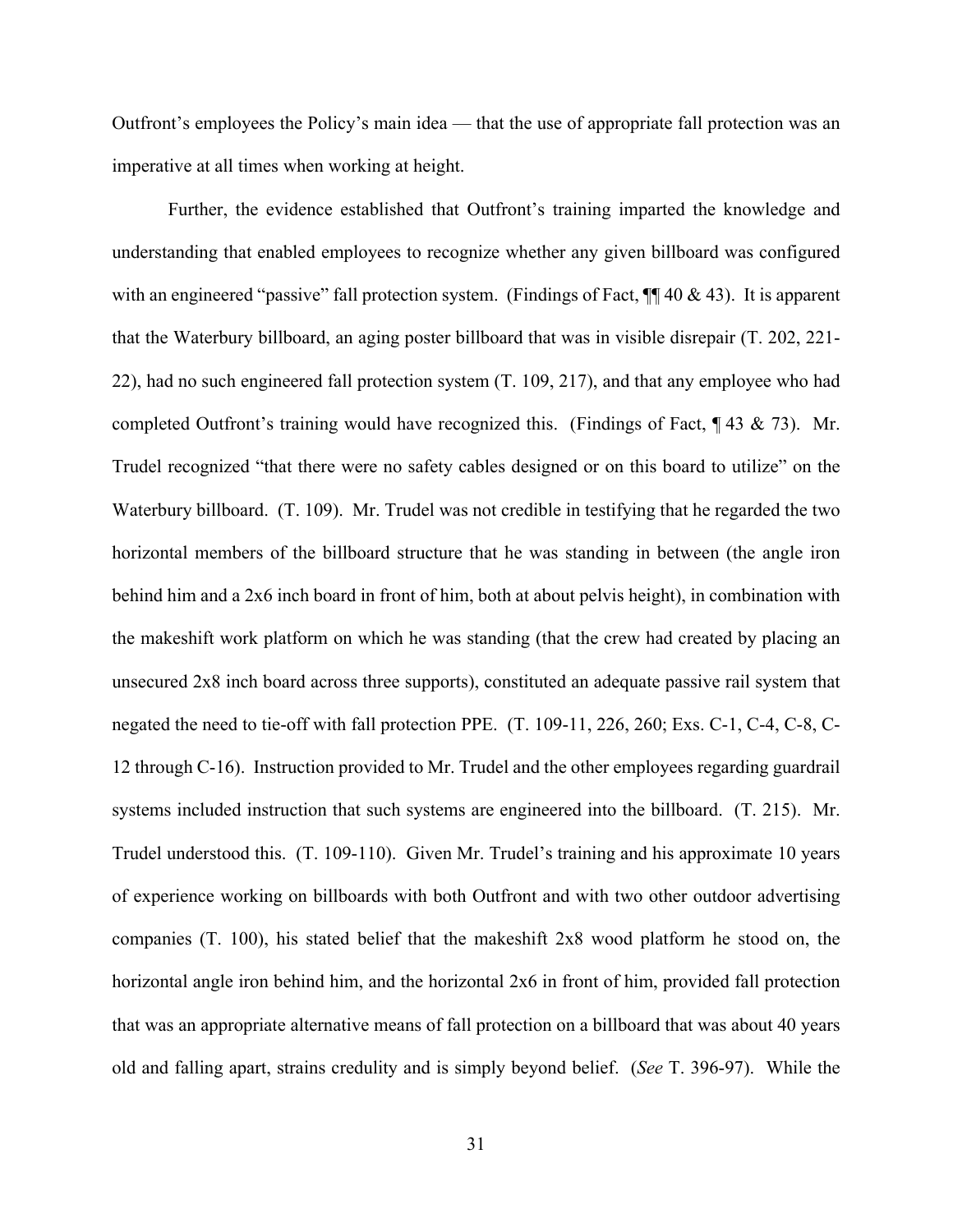Outfront's employees the Policy's main idea — that the use of appropriate fall protection was an imperative at all times when working at height.

Further, the evidence established that Outfront's training imparted the knowledge and understanding that enabled employees to recognize whether any given billboard was configured with an engineered "passive" fall protection system. (Findings of Fact, ¶¶ 40 & 43). It is apparent that the Waterbury billboard, an aging poster billboard that was in visible disrepair (T. 202, 221-22), had no such engineered fall protection system (T. 109, 217), and that any employee who had completed Outfront's training would have recognized this. (Findings of Fact, ¶ 43 & 73). Mr. Trudel recognized "that there were no safety cables designed or on this board to utilize" on the Waterbury billboard. (T. 109). Mr. Trudel was not credible in testifying that he regarded the two horizontal members of the billboard structure that he was standing in between (the angle iron behind him and a 2x6 inch board in front of him, both at about pelvis height), in combination with the makeshift work platform on which he was standing (that the crew had created by placing an unsecured 2x8 inch board across three supports), constituted an adequate passive rail system that negated the need to tie-off with fall protection PPE. (T. 109-11, 226, 260; Exs. C-1, C-4, C-8, C-12 through C-16). Instruction provided to Mr. Trudel and the other employees regarding guardrail systems included instruction that such systems are engineered into the billboard. (T. 215). Mr. Trudel understood this. (T. 109-110). Given Mr. Trudel's training and his approximate 10 years of experience working on billboards with both Outfront and with two other outdoor advertising companies (T. 100), his stated belief that the makeshift 2x8 wood platform he stood on, the horizontal angle iron behind him, and the horizontal 2x6 in front of him, provided fall protection that was an appropriate alternative means of fall protection on a billboard that was about 40 years old and falling apart, strains credulity and is simply beyond belief. (*See* T. 396-97). While the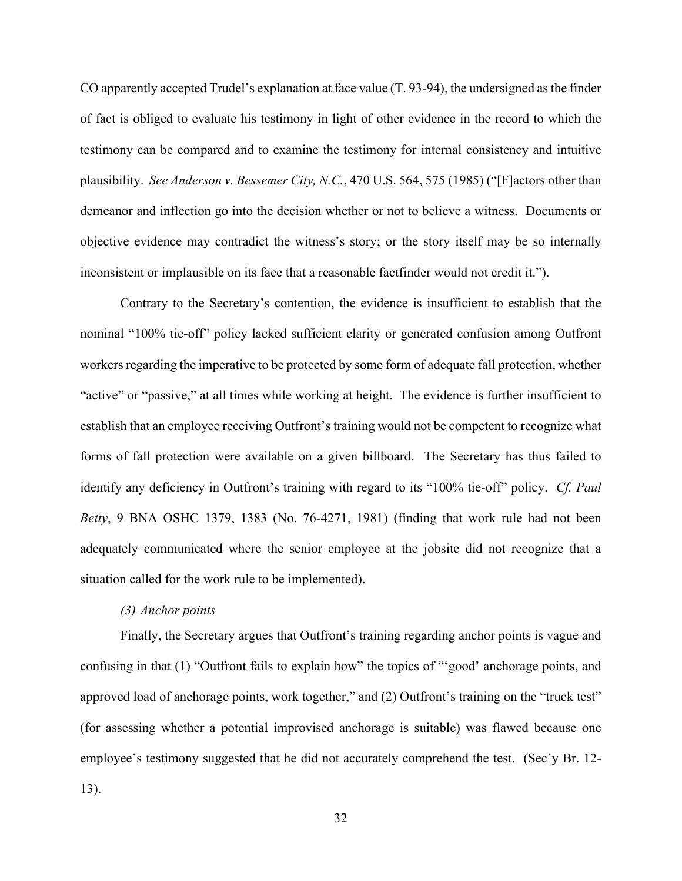CO apparently accepted Trudel's explanation at face value (T. 93-94), the undersigned as the finder of fact is obliged to evaluate his testimony in light of other evidence in the record to which the testimony can be compared and to examine the testimony for internal consistency and intuitive plausibility. *See Anderson v. Bessemer City, N.C.*, 470 U.S. 564, 575 (1985) ("[F]actors other than demeanor and inflection go into the decision whether or not to believe a witness. Documents or objective evidence may contradict the witness's story; or the story itself may be so internally inconsistent or implausible on its face that a reasonable factfinder would not credit it.").

Contrary to the Secretary's contention, the evidence is insufficient to establish that the nominal "100% tie-off" policy lacked sufficient clarity or generated confusion among Outfront workers regarding the imperative to be protected by some form of adequate fall protection, whether "active" or "passive," at all times while working at height. The evidence is further insufficient to establish that an employee receiving Outfront's training would not be competent to recognize what forms of fall protection were available on a given billboard. The Secretary has thus failed to identify any deficiency in Outfront's training with regard to its "100% tie-off" policy. *Cf. Paul Betty*, 9 BNA OSHC 1379, 1383 (No. 76-4271, 1981) (finding that work rule had not been adequately communicated where the senior employee at the jobsite did not recognize that a situation called for the work rule to be implemented).

*(3) Anchor points*

Finally, the Secretary argues that Outfront's training regarding anchor points is vague and confusing in that (1) "Outfront fails to explain how" the topics of "'good' anchorage points, and approved load of anchorage points, work together," and (2) Outfront's training on the "truck test" (for assessing whether a potential improvised anchorage is suitable) was flawed because one employee's testimony suggested that he did not accurately comprehend the test. (Sec'y Br. 12-13).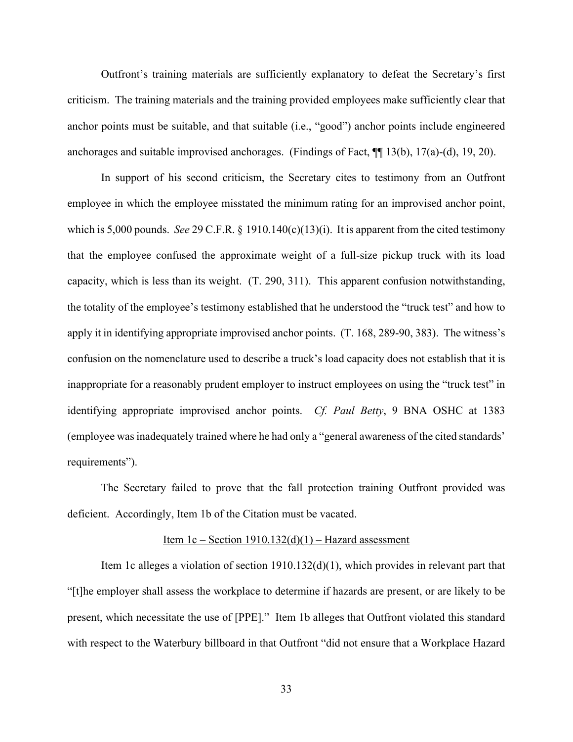Outfront's training materials are sufficiently explanatory to defeat the Secretary's first criticism. The training materials and the training provided employees make sufficiently clear that anchor points must be suitable, and that suitable (i.e., "good") anchor points include engineered anchorages and suitable improvised anchorages. (Findings of Fact, ¶¶ 13(b), 17(a)-(d), 19, 20).

In support of his second criticism, the Secretary cites to testimony from an Outfront employee in which the employee misstated the minimum rating for an improvised anchor point, which is 5,000 pounds. *See* 29 C.F.R. § 1910.140(c)(13)(i). It is apparent from the cited testimony that the employee confused the approximate weight of a full-size pickup truck with its load capacity, which is less than its weight. (T. 290, 311). This apparent confusion notwithstanding, the totality of the employee's testimony established that he understood the "truck test" and how to apply it in identifying appropriate improvised anchor points. (T. 168, 289-90, 383). The witness's confusion on the nomenclature used to describe a truck's load capacity does not establish that it is inappropriate for a reasonably prudent employer to instruct employees on using the "truck test" in identifying appropriate improvised anchor points. *Cf. Paul Betty*, 9 BNA OSHC at 1383 (employee was inadequately trained where he had only a "general awareness of the cited standards' requirements").

The Secretary failed to prove that the fall protection training Outfront provided was deficient. Accordingly, Item 1b of the Citation must be vacated.

<u>Item 1c – Section 1910.132(d)(1) – Hazard assessment</u>

Item 1c alleges a violation of section 1910.132(d)(1), which provides in relevant part that "[t]he employer shall assess the workplace to determine if hazards are present, or are likely to be present, which necessitate the use of [PPE]." Item 1b alleges that Outfront violated this standard with respect to the Waterbury billboard in that Outfront "did not ensure that a Workplace Hazard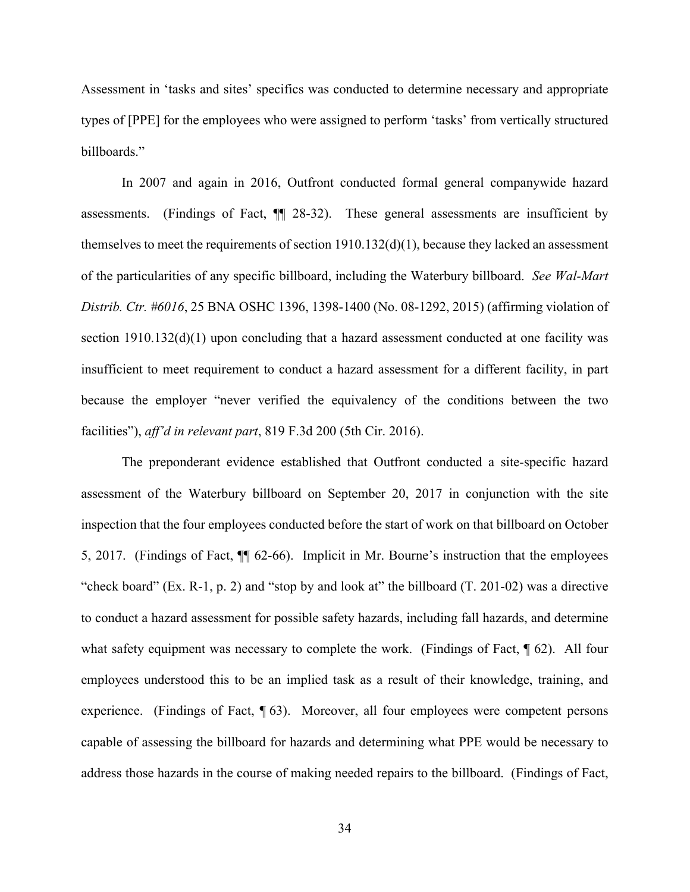Assessment in 'tasks and sites' specifics was conducted to determine necessary and appropriate types of [PPE] for the employees who were assigned to perform 'tasks' from vertically structured billboards."

In 2007 and again in 2016, Outfront conducted formal general companywide hazard assessments. (Findings of Fact, ¶¶ 28-32). These general assessments are insufficient by themselves to meet the requirements of section 1910.132(d)(1), because they lacked an assessment of the particularities of any specific billboard, including the Waterbury billboard. *See Wal-Mart Distrib. Ctr. #6016*, 25 BNA OSHC 1396, 1398-1400 (No. 08-1292, 2015) (affirming violation of section 1910.132(d)(1) upon concluding that a hazard assessment conducted at one facility was insufficient to meet requirement to conduct a hazard assessment for a different facility, in part because the employer "never verified the equivalency of the conditions between the two facilities"), *aff'd in relevant part*, 819 F.3d 200 (5th Cir. 2016).

The preponderant evidence established that Outfront conducted a site-specific hazard assessment of the Waterbury billboard on September 20, 2017 in conjunction with the site inspection that the four employees conducted before the start of work on that billboard on October 5, 2017. (Findings of Fact, ¶¶ 62-66). Implicit in Mr. Bourne's instruction that the employees "check board" (Ex. R-1, p. 2) and "stop by and look at" the billboard (T. 201-02) was a directive to conduct a hazard assessment for possible safety hazards, including fall hazards, and determine what safety equipment was necessary to complete the work. (Findings of Fact, ¶ 62). All four employees understood this to be an implied task as a result of their knowledge, training, and experience. (Findings of Fact, ¶ 63). Moreover, all four employees were competent persons capable of assessing the billboard for hazards and determining what PPE would be necessary to address those hazards in the course of making needed repairs to the billboard. (Findings of Fact,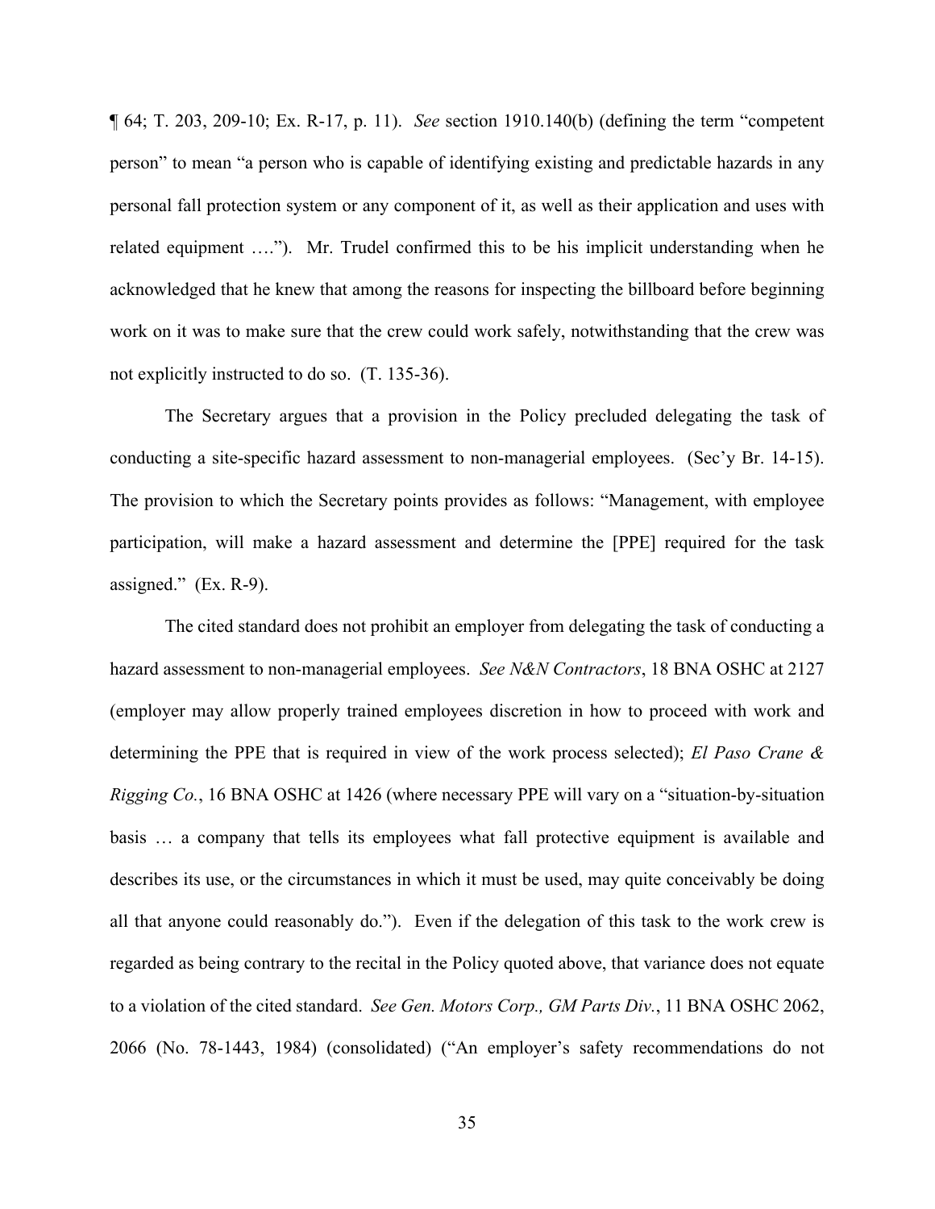¶ 64; T. 203, 209-10; Ex. R-17, p. 11). *See* section 1910.140(b) (defining the term "competent person" to mean "a person who is capable of identifying existing and predictable hazards in any personal fall protection system or any component of it, as well as their application and uses with related equipment ...."). Mr. Trudel confirmed this to be his implicit understanding when he acknowledged that he knew that among the reasons for inspecting the billboard before beginning work on it was to make sure that the crew could work safely, notwithstanding that the crew was not explicitly instructed to do so. (T. 135-36).

The Secretary argues that a provision in the Policy precluded delegating the task of conducting a site-specific hazard assessment to non-managerial employees. (Sec'y Br. 14-15). The provision to which the Secretary points provides as follows: "Management, with employee participation, will make a hazard assessment and determine the [PPE] required for the task assigned." (Ex. R-9).

The cited standard does not prohibit an employer from delegating the task of conducting a hazard assessment to non-managerial employees. *See N&N Contractors*, 18 BNA OSHC at 2127 (employer may allow properly trained employees discretion in how to proceed with work and determining the PPE that is required in view of the work process selected); *El Paso Crane & Rigging Co.*, 16 BNA OSHC at 1426 (where necessary PPE will vary on a "situation-by-situation basis … a company that tells its employees what fall protective equipment is available and describes its use, or the circumstances in which it must be used, may quite conceivably be doing all that anyone could reasonably do."). Even if the delegation of this task to the work crew is regarded as being contrary to the recital in the Policy quoted above, that variance does not equate to a violation of the cited standard. *See Gen. Motors Corp., GM Parts Div.*, 11 BNA OSHC 2062, 2066 (No. 78-1443, 1984) (consolidated) ("An employer's safety recommendations do not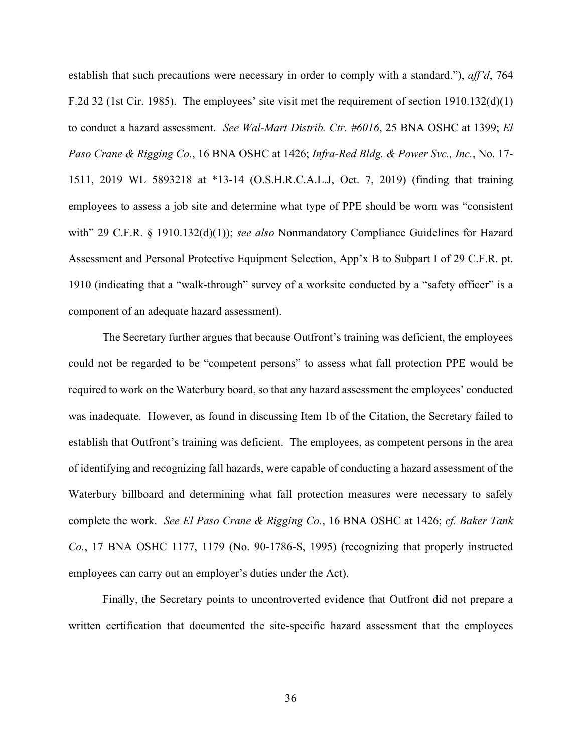establish that such precautions were necessary in order to comply with a standard."), *aff'd*, 764 F.2d 32 (1st Cir. 1985). The employees' site visit met the requirement of section 1910.132(d)(1) to conduct a hazard assessment. *See Wal-Mart Distrib. Ctr. #6016*, 25 BNA OSHC at 1399; *El Paso Crane & Rigging Co.*, 16 BNA OSHC at 1426; *Infra-Red Bldg. & Power Svc., Inc.*, No. 17-1511, 2019 WL 5893218 at *13-14 (O.S.H.R.C.A.L.J, Oct. 7, 2019) (finding that training employees to assess a job site and determine what type of PPE should be worn was "consistent with" 29 C.F.R. § 1910.132(d)(1)); *see also* Nonmandatory Compliance Guidelines for Hazard Assessment and Personal Protective Equipment Selection, App'x B to Subpart I of 29 C.F.R. pt. 1910 (indicating that a "walk-through" survey of a worksite conducted by a "safety officer" is a component of an adequate hazard assessment).

The Secretary further argues that because Outfront's training was deficient, the employees could not be regarded to be "competent persons" to assess what fall protection PPE would be required to work on the Waterbury board, so that any hazard assessment the employees' conducted was inadequate. However, as found in discussing Item 1b of the Citation, the Secretary failed to establish that Outfront's training was deficient. The employees, as competent persons in the area of identifying and recognizing fall hazards, were capable of conducting a hazard assessment of the Waterbury billboard and determining what fall protection measures were necessary to safely complete the work. *See El Paso Crane & Rigging Co.*, 16 BNA OSHC at 1426; *cf. Baker Tank Co.*, 17 BNA OSHC 1177, 1179 (No. 90-1786-S, 1995) (recognizing that properly instructed employees can carry out an employer's duties under the Act).

Finally, the Secretary points to uncontroverted evidence that Outfront did not prepare a written certification that documented the site-specific hazard assessment that the employees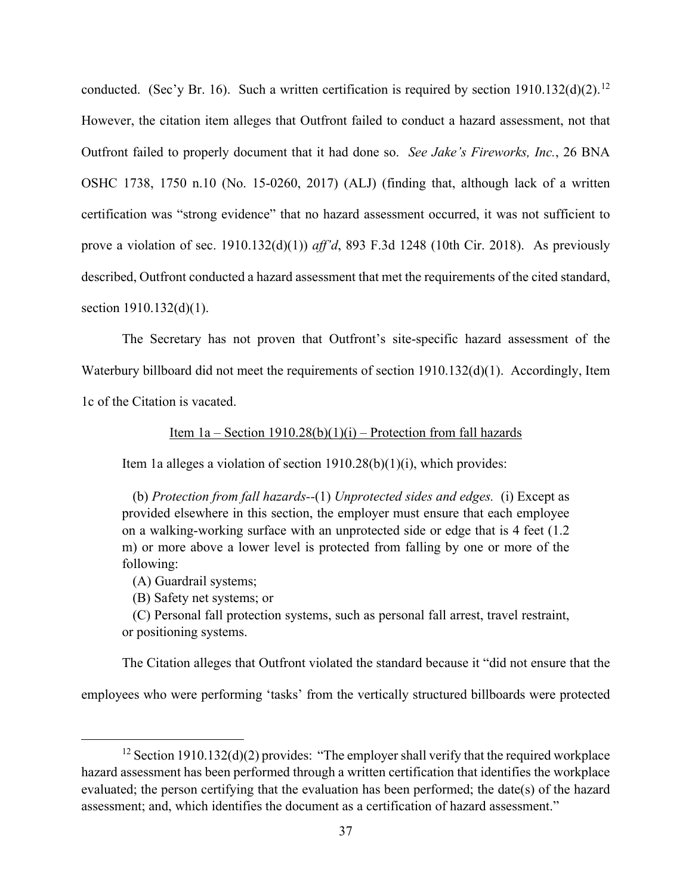conducted. (Sec'y Br. 16). Such a written certification is required by section 1910.132(d)(2).[12] However, the citation item alleges that Outfront failed to conduct a hazard assessment, not that Outfront failed to properly document that it had done so. *See Jake's Fireworks, Inc.*, 26 BNA OSHC 1738, 1750 n.10 (No. 15-0260, 2017) (ALJ) (finding that, although lack of a written certification was "strong evidence" that no hazard assessment occurred, it was not sufficient to prove a violation of sec. 1910.132(d)(1)) *aff'd*, 893 F.3d 1248 (10th Cir. 2018). As previously described, Outfront conducted a hazard assessment that met the requirements of the cited standard, section 1910.132(d)(1).

The Secretary has not proven that Outfront's site-specific hazard assessment of the Waterbury billboard did not meet the requirements of section 1910.132(d)(1). Accordingly, Item 1c of the Citation is vacated.

<u>Item 1a – Section 1910.28(b)(1)(i) – Protection from fall hazards</u>

Item 1a alleges a violation of section 1910.28(b)(1)(i), which provides:

> (b) *Protection from fall hazards*--(1) *Unprotected sides and edges.* (i) Except as provided elsewhere in this section, the employer must ensure that each employee on a walking-working surface with an unprotected side or edge that is 4 feet (1.2 m) or more above a lower level is protected from falling by one or more of the following:
>
> (A) Guardrail systems;
>
> (B) Safety net systems; or
>
> (C) Personal fall protection systems, such as personal fall arrest, travel restraint, or positioning systems.

The Citation alleges that Outfront violated the standard because it "did not ensure that the employees who were performing 'tasks' from the vertically structured billboards were protected

---

[12] Section 1910.132(d)(2) provides: "The employer shall verify that the required workplace hazard assessment has been performed through a written certification that identifies the workplace evaluated; the person certifying that the evaluation has been performed; the date(s) of the hazard assessment; and, which identifies the document as a certification of hazard assessment."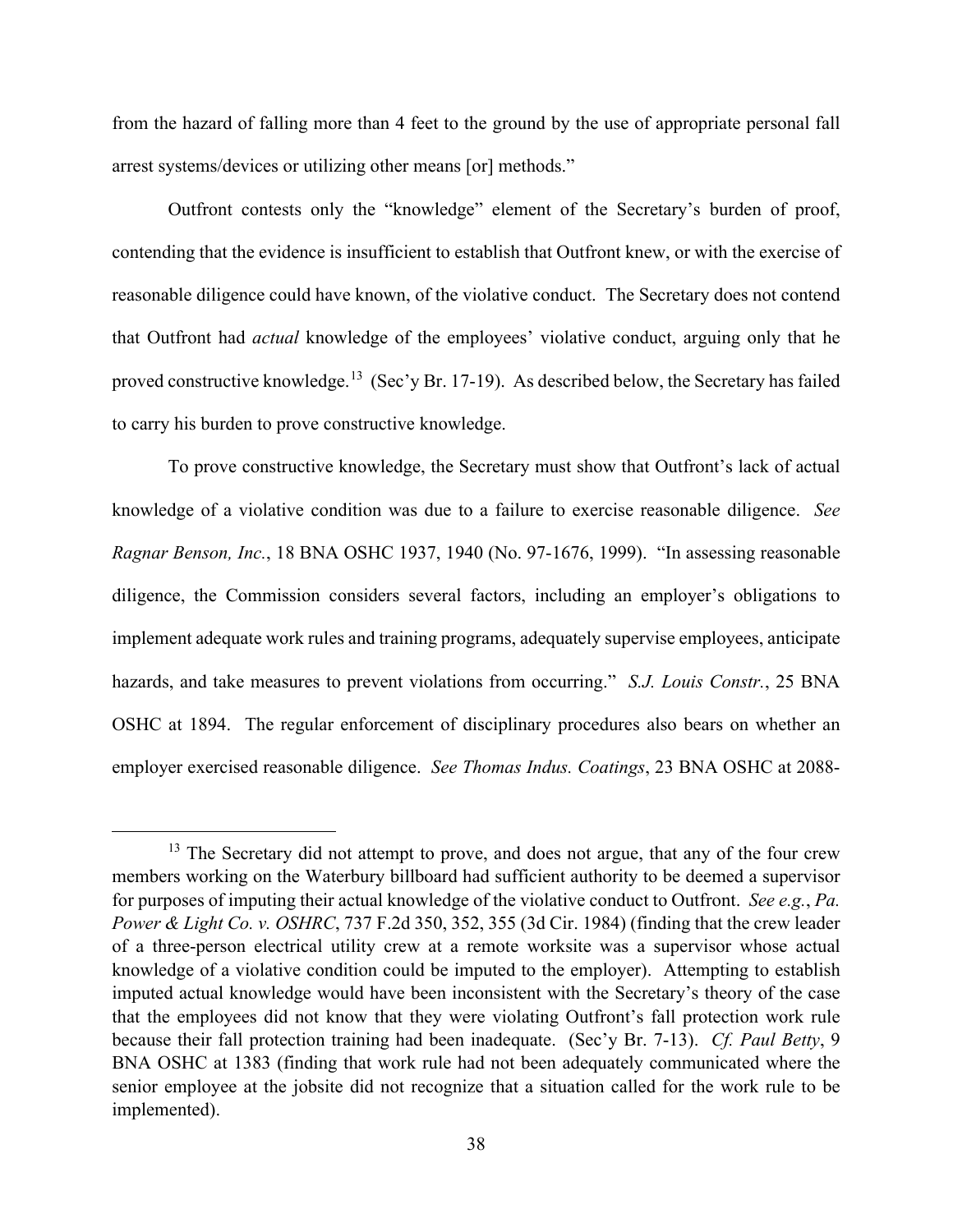from the hazard of falling more than 4 feet to the ground by the use of appropriate personal fall arrest systems/devices or utilizing other means [or] methods."

Outfront contests only the "knowledge" element of the Secretary's burden of proof, contending that the evidence is insufficient to establish that Outfront knew, or with the exercise of reasonable diligence could have known, of the violative conduct. The Secretary does not contend that Outfront had *actual* knowledge of the employees' violative conduct, arguing only that he proved constructive knowledge.[13] (Sec'y Br. 17-19). As described below, the Secretary has failed to carry his burden to prove constructive knowledge.

To prove constructive knowledge, the Secretary must show that Outfront's lack of actual knowledge of a violative condition was due to a failure to exercise reasonable diligence. *See Ragnar Benson, Inc.*, 18 BNA OSHC 1937, 1940 (No. 97-1676, 1999). "In assessing reasonable diligence, the Commission considers several factors, including an employer's obligations to implement adequate work rules and training programs, adequately supervise employees, anticipate hazards, and take measures to prevent violations from occurring." *S.J. Louis Constr.*, 25 BNA OSHC at 1894. The regular enforcement of disciplinary procedures also bears on whether an employer exercised reasonable diligence. *See Thomas Indus. Coatings*, 23 BNA OSHC at 2088-

---

[13] The Secretary did not attempt to prove, and does not argue, that any of the four crew members working on the Waterbury billboard had sufficient authority to be deemed a supervisor for purposes of imputing their actual knowledge of the violative conduct to Outfront. *See e.g.*, *Pa. Power & Light Co. v. OSHRC*, 737 F.2d 350, 352, 355 (3d Cir. 1984) (finding that the crew leader of a three-person electrical utility crew at a remote worksite was a supervisor whose actual knowledge of a violative condition could be imputed to the employer). Attempting to establish imputed actual knowledge would have been inconsistent with the Secretary's theory of the case that the employees did not know that they were violating Outfront's fall protection work rule because their fall protection training had been inadequate. (Sec'y Br. 7-13). *Cf. Paul Betty*, 9 BNA OSHC at 1383 (finding that work rule had not been adequately communicated where the senior employee at the jobsite did not recognize that a situation called for the work rule to be implemented).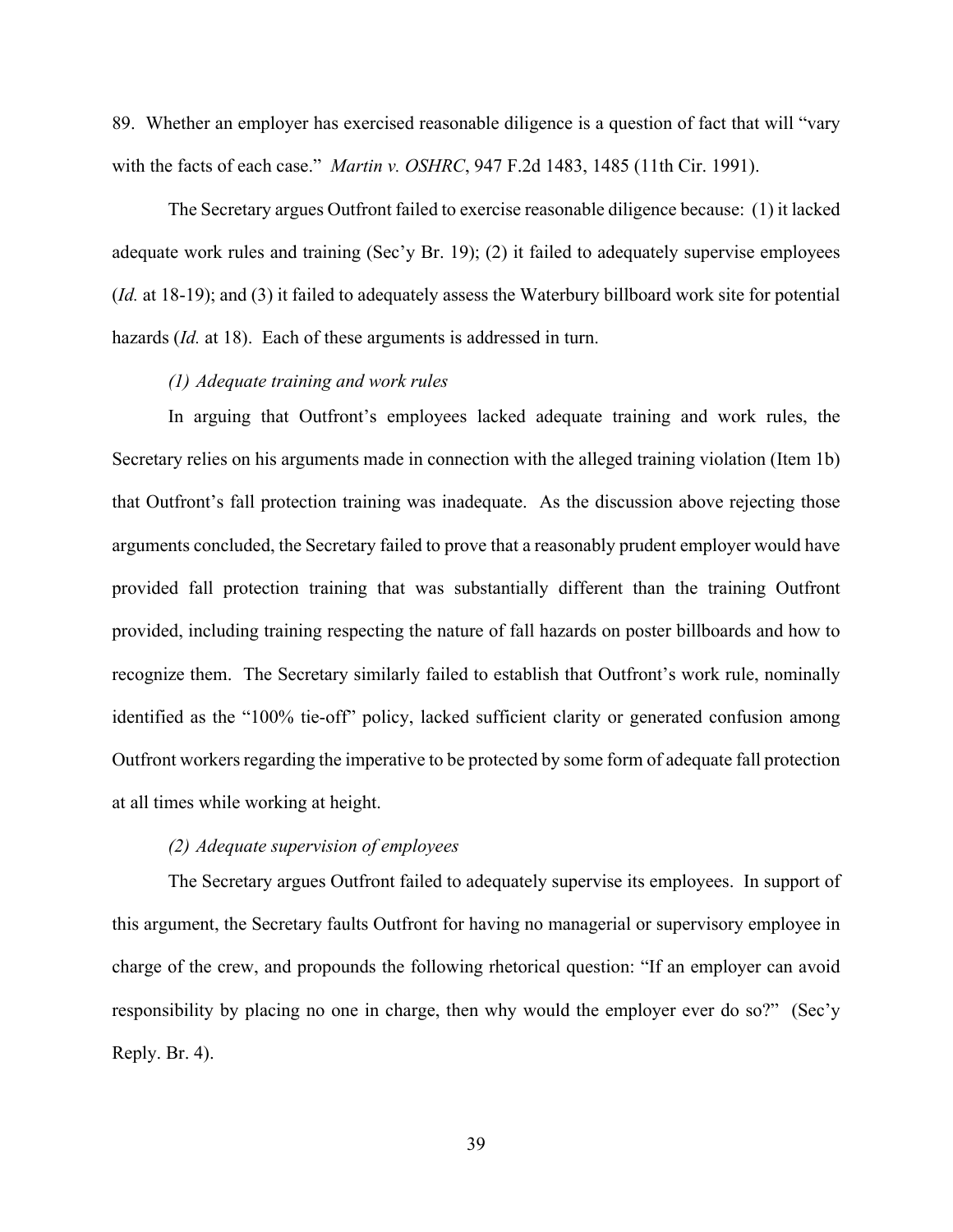89. Whether an employer has exercised reasonable diligence is a question of fact that will "vary with the facts of each case." *Martin v. OSHRC*, 947 F.2d 1483, 1485 (11th Cir. 1991).

The Secretary argues Outfront failed to exercise reasonable diligence because: (1) it lacked adequate work rules and training (Sec'y Br. 19); (2) it failed to adequately supervise employees (*Id.* at 18-19); and (3) it failed to adequately assess the Waterbury billboard work site for potential hazards (*Id.* at 18). Each of these arguments is addressed in turn.

*(1) Adequate training and work rules*

In arguing that Outfront's employees lacked adequate training and work rules, the Secretary relies on his arguments made in connection with the alleged training violation (Item 1b) that Outfront's fall protection training was inadequate. As the discussion above rejecting those arguments concluded, the Secretary failed to prove that a reasonably prudent employer would have provided fall protection training that was substantially different than the training Outfront provided, including training respecting the nature of fall hazards on poster billboards and how to recognize them. The Secretary similarly failed to establish that Outfront's work rule, nominally identified as the "100% tie-off" policy, lacked sufficient clarity or generated confusion among Outfront workers regarding the imperative to be protected by some form of adequate fall protection at all times while working at height.

*(2) Adequate supervision of employees*

The Secretary argues Outfront failed to adequately supervise its employees. In support of this argument, the Secretary faults Outfront for having no managerial or supervisory employee in charge of the crew, and propounds the following rhetorical question: "If an employer can avoid responsibility by placing no one in charge, then why would the employer ever do so?" (Sec'y Reply. Br. 4).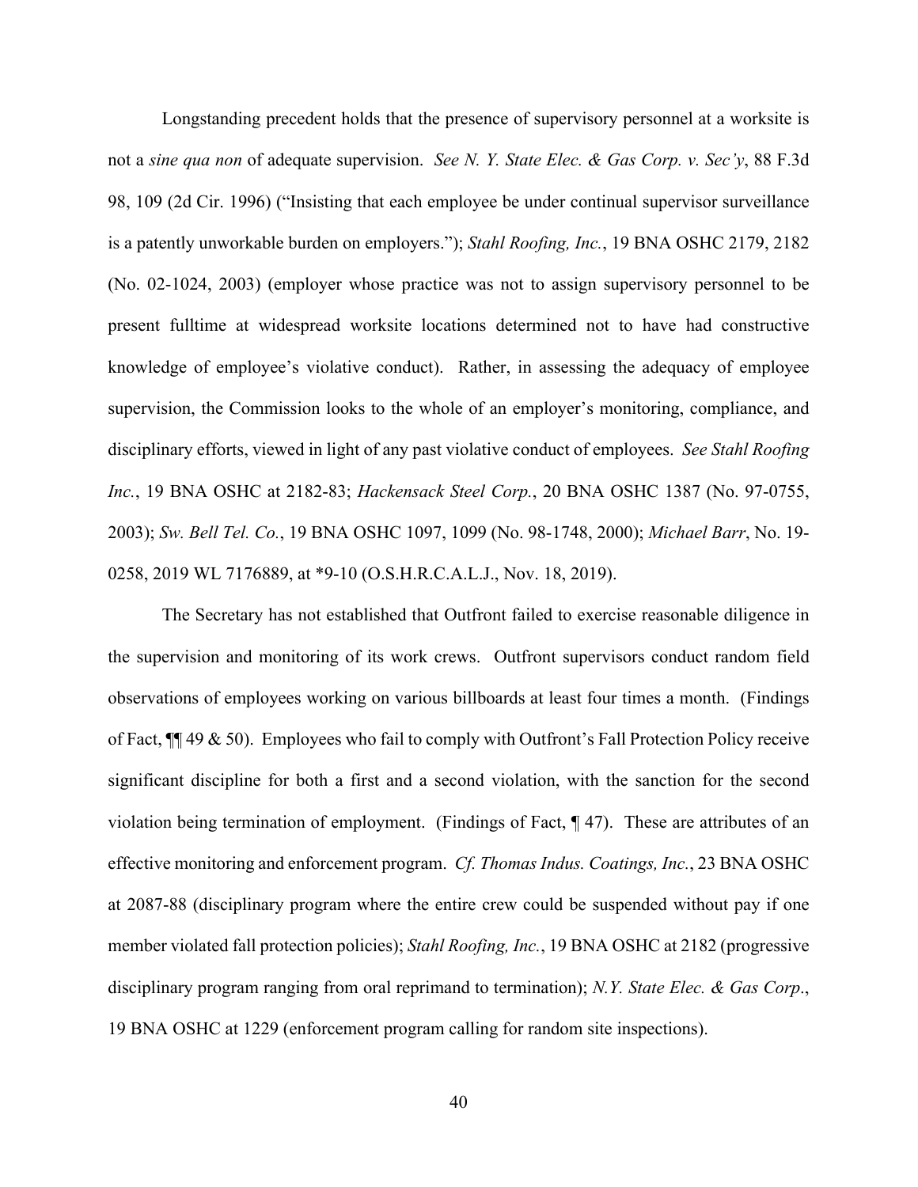Longstanding precedent holds that the presence of supervisory personnel at a worksite is not a *sine qua non* of adequate supervision. *See N. Y. State Elec. & Gas Corp. v. Sec'y*, 88 F.3d 98, 109 (2d Cir. 1996) ("Insisting that each employee be under continual supervisor surveillance is a patently unworkable burden on employers."); *Stahl Roofing, Inc.*, 19 BNA OSHC 2179, 2182 (No. 02-1024, 2003) (employer whose practice was not to assign supervisory personnel to be present fulltime at widespread worksite locations determined not to have had constructive knowledge of employee's violative conduct). Rather, in assessing the adequacy of employee supervision, the Commission looks to the whole of an employer's monitoring, compliance, and disciplinary efforts, viewed in light of any past violative conduct of employees. *See Stahl Roofing Inc.*, 19 BNA OSHC at 2182-83; *Hackensack Steel Corp.*, 20 BNA OSHC 1387 (No. 97-0755, 2003); *Sw. Bell Tel. Co.*, 19 BNA OSHC 1097, 1099 (No. 98-1748, 2000); *Michael Barr*, No. 19-0258, 2019 WL 7176889, at *9-10 (O.S.H.R.C.A.L.J., Nov. 18, 2019).

The Secretary has not established that Outfront failed to exercise reasonable diligence in the supervision and monitoring of its work crews. Outfront supervisors conduct random field observations of employees working on various billboards at least four times a month. (Findings of Fact, ¶¶ 49 & 50). Employees who fail to comply with Outfront's Fall Protection Policy receive significant discipline for both a first and a second violation, with the sanction for the second violation being termination of employment. (Findings of Fact, ¶ 47). These are attributes of an effective monitoring and enforcement program. *Cf. Thomas Indus. Coatings, Inc.*, 23 BNA OSHC at 2087-88 (disciplinary program where the entire crew could be suspended without pay if one member violated fall protection policies); *Stahl Roofing, Inc.*, 19 BNA OSHC at 2182 (progressive disciplinary program ranging from oral reprimand to termination); *N.Y. State Elec. & Gas Corp*., 19 BNA OSHC at 1229 (enforcement program calling for random site inspections).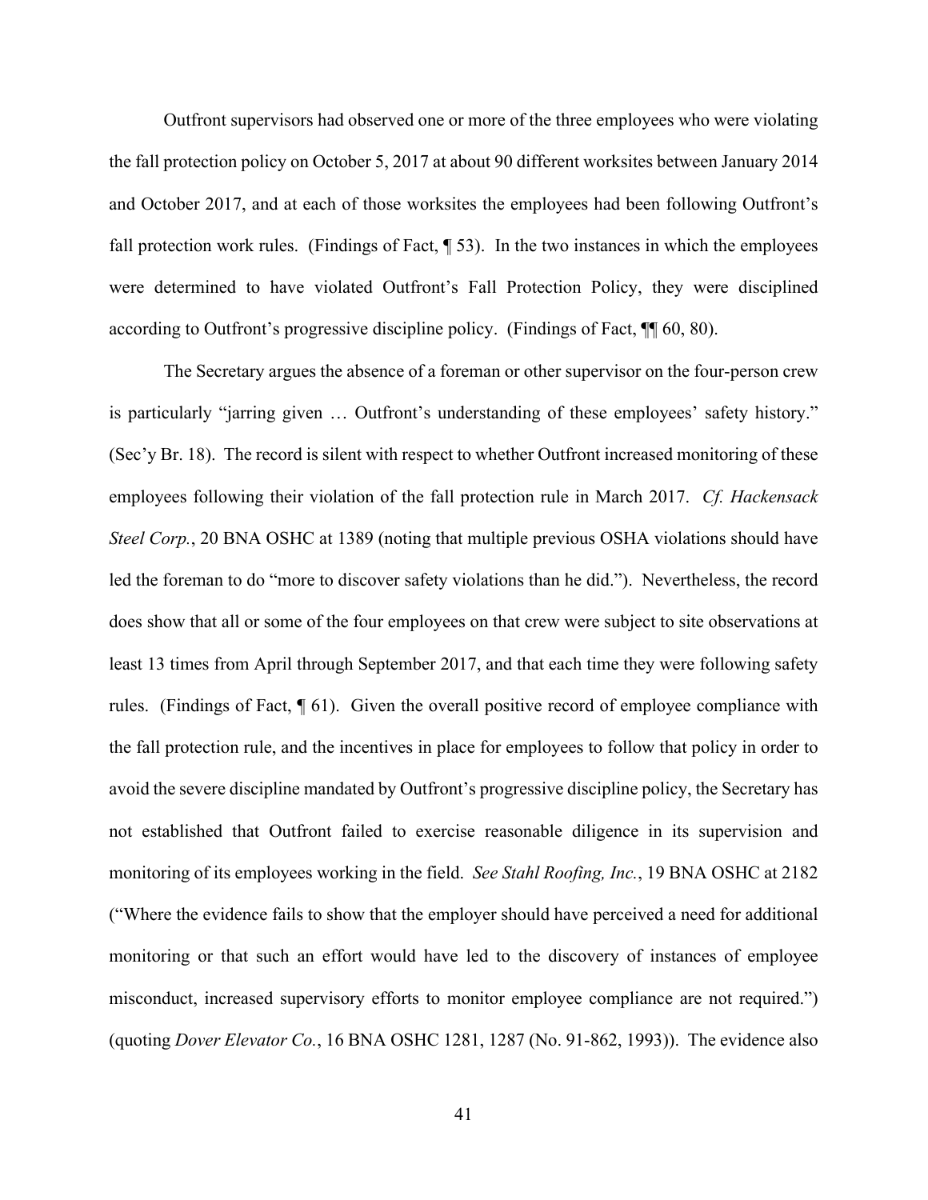Outfront supervisors had observed one or more of the three employees who were violating the fall protection policy on October 5, 2017 at about 90 different worksites between January 2014 and October 2017, and at each of those worksites the employees had been following Outfront's fall protection work rules. (Findings of Fact, ¶ 53). In the two instances in which the employees were determined to have violated Outfront's Fall Protection Policy, they were disciplined according to Outfront's progressive discipline policy. (Findings of Fact, ¶¶ 60, 80).

The Secretary argues the absence of a foreman or other supervisor on the four-person crew is particularly "jarring given … Outfront's understanding of these employees' safety history." (Sec'y Br. 18). The record is silent with respect to whether Outfront increased monitoring of these employees following their violation of the fall protection rule in March 2017. *Cf. Hackensack Steel Corp.*, 20 BNA OSHC at 1389 (noting that multiple previous OSHA violations should have led the foreman to do "more to discover safety violations than he did."). Nevertheless, the record does show that all or some of the four employees on that crew were subject to site observations at least 13 times from April through September 2017, and that each time they were following safety rules. (Findings of Fact, ¶ 61). Given the overall positive record of employee compliance with the fall protection rule, and the incentives in place for employees to follow that policy in order to avoid the severe discipline mandated by Outfront's progressive discipline policy, the Secretary has not established that Outfront failed to exercise reasonable diligence in its supervision and monitoring of its employees working in the field. *See Stahl Roofing, Inc.*, 19 BNA OSHC at 2182 ("Where the evidence fails to show that the employer should have perceived a need for additional monitoring or that such an effort would have led to the discovery of instances of employee misconduct, increased supervisory efforts to monitor employee compliance are not required.") (quoting *Dover Elevator Co.*, 16 BNA OSHC 1281, 1287 (No. 91-862, 1993)). The evidence also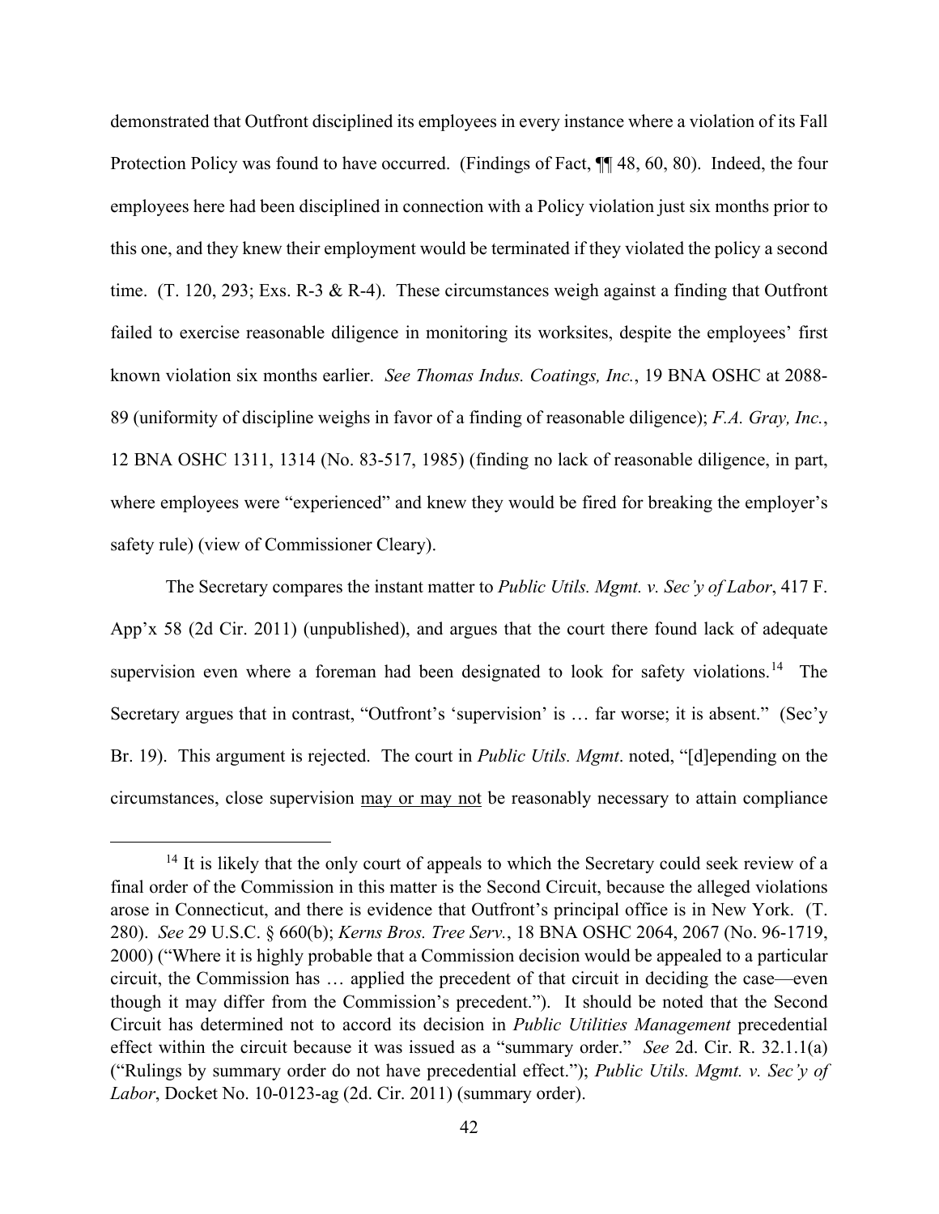demonstrated that Outfront disciplined its employees in every instance where a violation of its Fall Protection Policy was found to have occurred. (Findings of Fact, ¶¶ 48, 60, 80). Indeed, the four employees here had been disciplined in connection with a Policy violation just six months prior to this one, and they knew their employment would be terminated if they violated the policy a second time. (T. 120, 293; Exs. R-3 & R-4). These circumstances weigh against a finding that Outfront failed to exercise reasonable diligence in monitoring its worksites, despite the employees' first known violation six months earlier. *See Thomas Indus. Coatings, Inc.*, 19 BNA OSHC at 2088-89 (uniformity of discipline weighs in favor of a finding of reasonable diligence); *F.A. Gray, Inc.*, 12 BNA OSHC 1311, 1314 (No. 83-517, 1985) (finding no lack of reasonable diligence, in part, where employees were "experienced" and knew they would be fired for breaking the employer's safety rule) (view of Commissioner Cleary).

The Secretary compares the instant matter to *Public Utils. Mgmt. v. Sec'y of Labor*, 417 F. App'x 58 (2d Cir. 2011) (unpublished), and argues that the court there found lack of adequate supervision even where a foreman had been designated to look for safety violations.[14] The Secretary argues that in contrast, "Outfront's 'supervision' is … far worse; it is absent." (Sec'y Br. 19). This argument is rejected. The court in *Public Utils. Mgmt*. noted, "[d]epending on the circumstances, close supervision <u>may or may not</u> be reasonably necessary to attain compliance

---

[14] It is likely that the only court of appeals to which the Secretary could seek review of a final order of the Commission in this matter is the Second Circuit, because the alleged violations arose in Connecticut, and there is evidence that Outfront's principal office is in New York. (T. 280). *See* 29 U.S.C. § 660(b); *Kerns Bros. Tree Serv.*, 18 BNA OSHC 2064, 2067 (No. 96-1719, 2000) ("Where it is highly probable that a Commission decision would be appealed to a particular circuit, the Commission has … applied the precedent of that circuit in deciding the case—even though it may differ from the Commission's precedent."). It should be noted that the Second Circuit has determined not to accord its decision in *Public Utilities Management* precedential effect within the circuit because it was issued as a "summary order." *See* 2d. Cir. R. 32.1.1(a) ("Rulings by summary order do not have precedential effect."); *Public Utils. Mgmt. v. Sec'y of Labor*, Docket No. 10-0123-ag (2d. Cir. 2011) (summary order).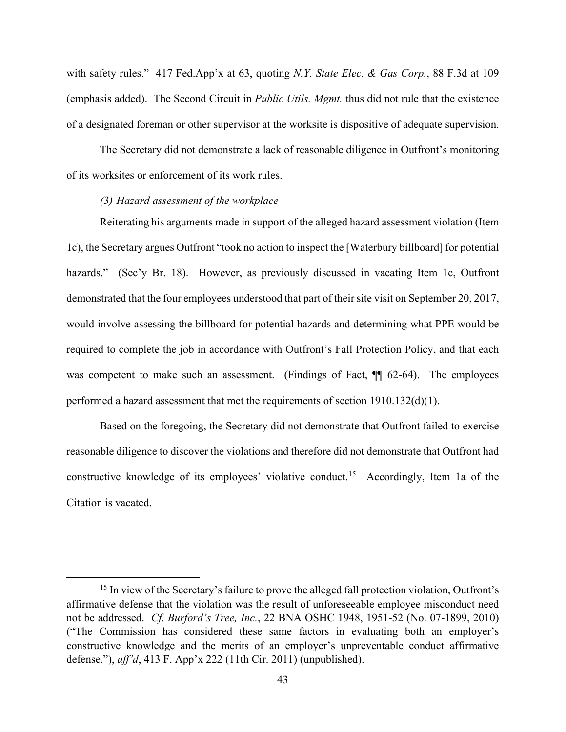with safety rules." 417 Fed.App'x at 63, quoting *N.Y. State Elec. & Gas Corp.*, 88 F.3d at 109 (emphasis added). The Second Circuit in *Public Utils. Mgmt.* thus did not rule that the existence of a designated foreman or other supervisor at the worksite is dispositive of adequate supervision.

The Secretary did not demonstrate a lack of reasonable diligence in Outfront's monitoring of its worksites or enforcement of its work rules.

*(3) Hazard assessment of the workplace*

Reiterating his arguments made in support of the alleged hazard assessment violation (Item 1c), the Secretary argues Outfront "took no action to inspect the [Waterbury billboard] for potential hazards." (Sec'y Br. 18). However, as previously discussed in vacating Item 1c, Outfront demonstrated that the four employees understood that part of their site visit on September 20, 2017, would involve assessing the billboard for potential hazards and determining what PPE would be required to complete the job in accordance with Outfront's Fall Protection Policy, and that each was competent to make such an assessment. (Findings of Fact, ¶¶ 62-64). The employees performed a hazard assessment that met the requirements of section 1910.132(d)(1).

Based on the foregoing, the Secretary did not demonstrate that Outfront failed to exercise reasonable diligence to discover the violations and therefore did not demonstrate that Outfront had constructive knowledge of its employees' violative conduct.[15] Accordingly, Item 1a of the Citation is vacated.

---

[15] In view of the Secretary's failure to prove the alleged fall protection violation, Outfront's affirmative defense that the violation was the result of unforeseeable employee misconduct need not be addressed. *Cf. Burford's Tree, Inc.*, 22 BNA OSHC 1948, 1951-52 (No. 07-1899, 2010) ("The Commission has considered these same factors in evaluating both an employer's constructive knowledge and the merits of an employer's unpreventable conduct affirmative defense."), *aff'd*, 413 F. App'x 222 (11th Cir. 2011) (unpublished).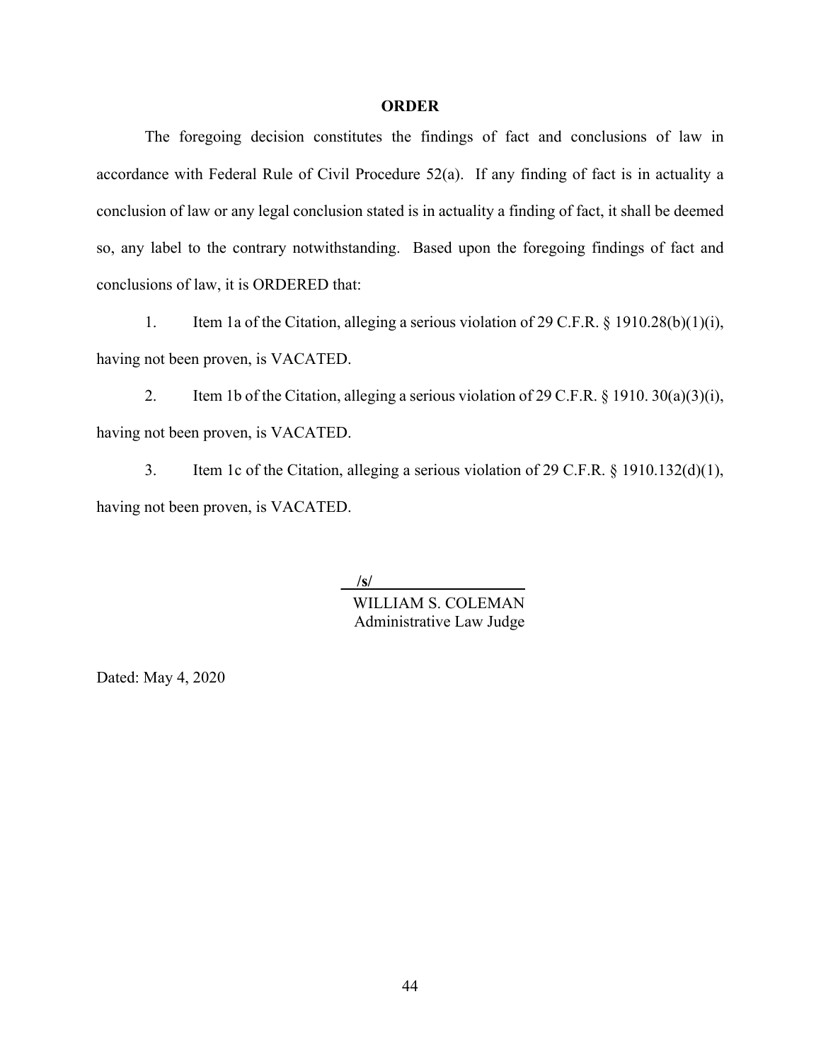## ORDER

The foregoing decision constitutes the findings of fact and conclusions of law in accordance with Federal Rule of Civil Procedure 52(a). If any finding of fact is in actuality a conclusion of law or any legal conclusion stated is in actuality a finding of fact, it shall be deemed so, any label to the contrary notwithstanding. Based upon the foregoing findings of fact and conclusions of law, it is ORDERED that:

1. Item 1a of the Citation, alleging a serious violation of 29 C.F.R. § 1910.28(b)(1)(i), having not been proven, is VACATED.

2. Item 1b of the Citation, alleging a serious violation of 29 C.F.R. § 1910. 30(a)(3)(i), having not been proven, is VACATED.

3. Item 1c of the Citation, alleging a serious violation of 29 C.F.R. § 1910.132(d)(1), having not been proven, is VACATED.

**/s/**
WILLIAM S. COLEMAN
Administrative Law Judge

Dated: May 4, 2020